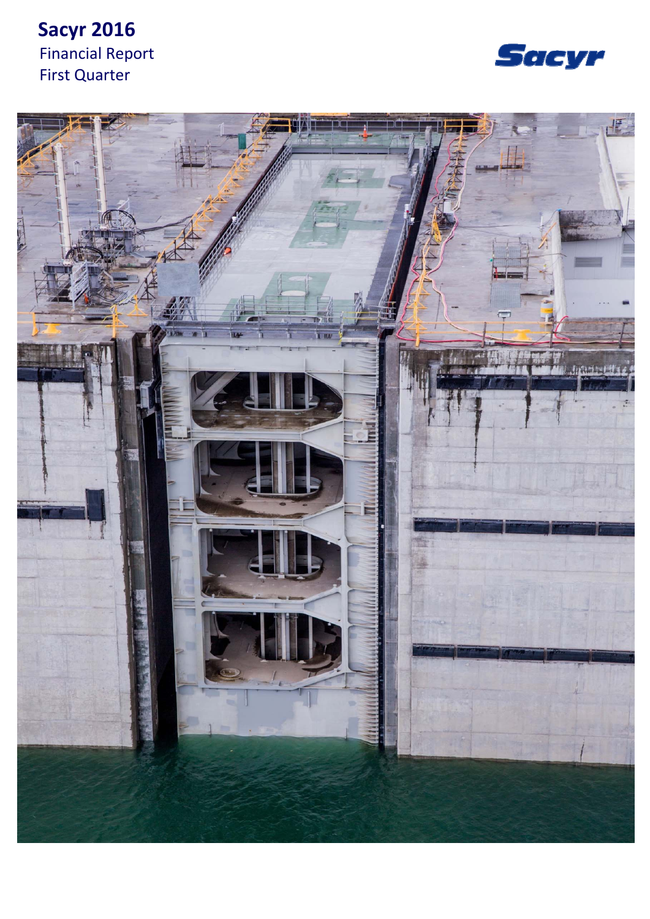# Sacyr 2016

Financial Report

First Quarter

Sacyr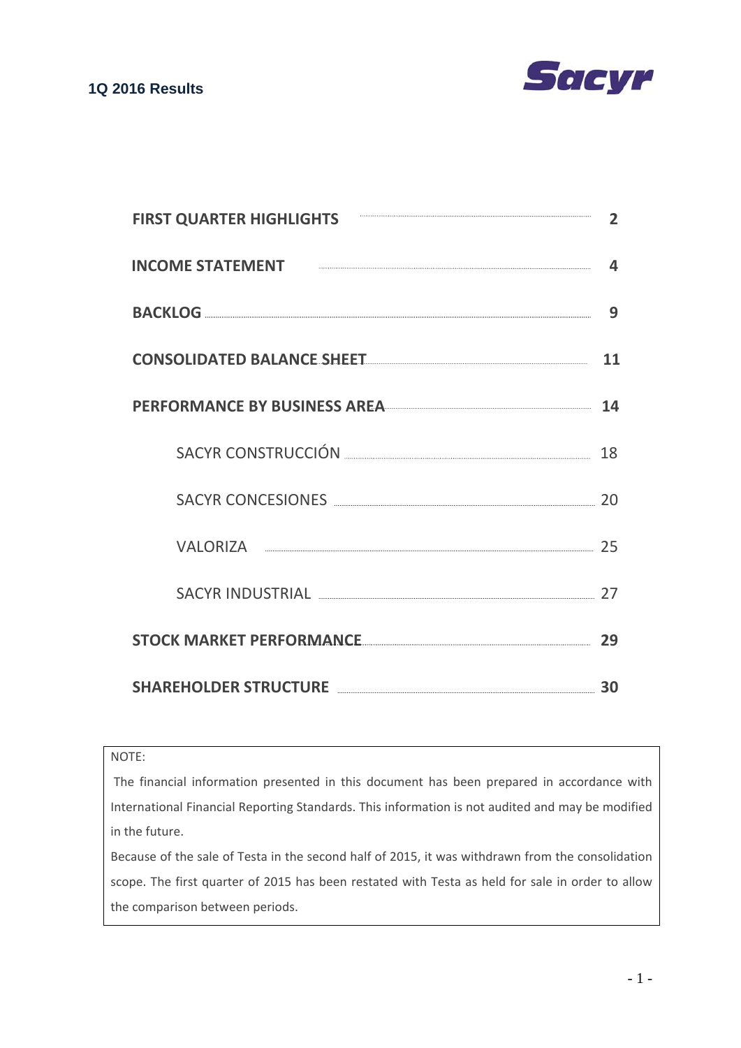**1Q 2016 Results**

| | |
|---|---|
| **FIRST QUARTER HIGHLIGHTS** | **2** |
| **INCOME STATEMENT** | **4** |
| **BACKLOG** | **9** |
| **CONSOLIDATED BALANCE SHEET** | **11** |
| **PERFORMANCE BY BUSINESS AREA** | **14** |
| SACYR CONSTRUCCIÓN | 18 |
| SACYR CONCESIONES | 20 |
| VALORIZA | 25 |
| SACYR INDUSTRIAL | 27 |
| **STOCK MARKET PERFORMANCE** | **29** |
| **SHAREHOLDER STRUCTURE** | **30** |

NOTE:

The financial information presented in this document has been prepared in accordance with International Financial Reporting Standards. This information is not audited and may be modified in the future.

Because of the sale of Testa in the second half of 2015, it was withdrawn from the consolidation scope. The first quarter of 2015 has been restated with Testa as held for sale in order to allow the comparison between periods.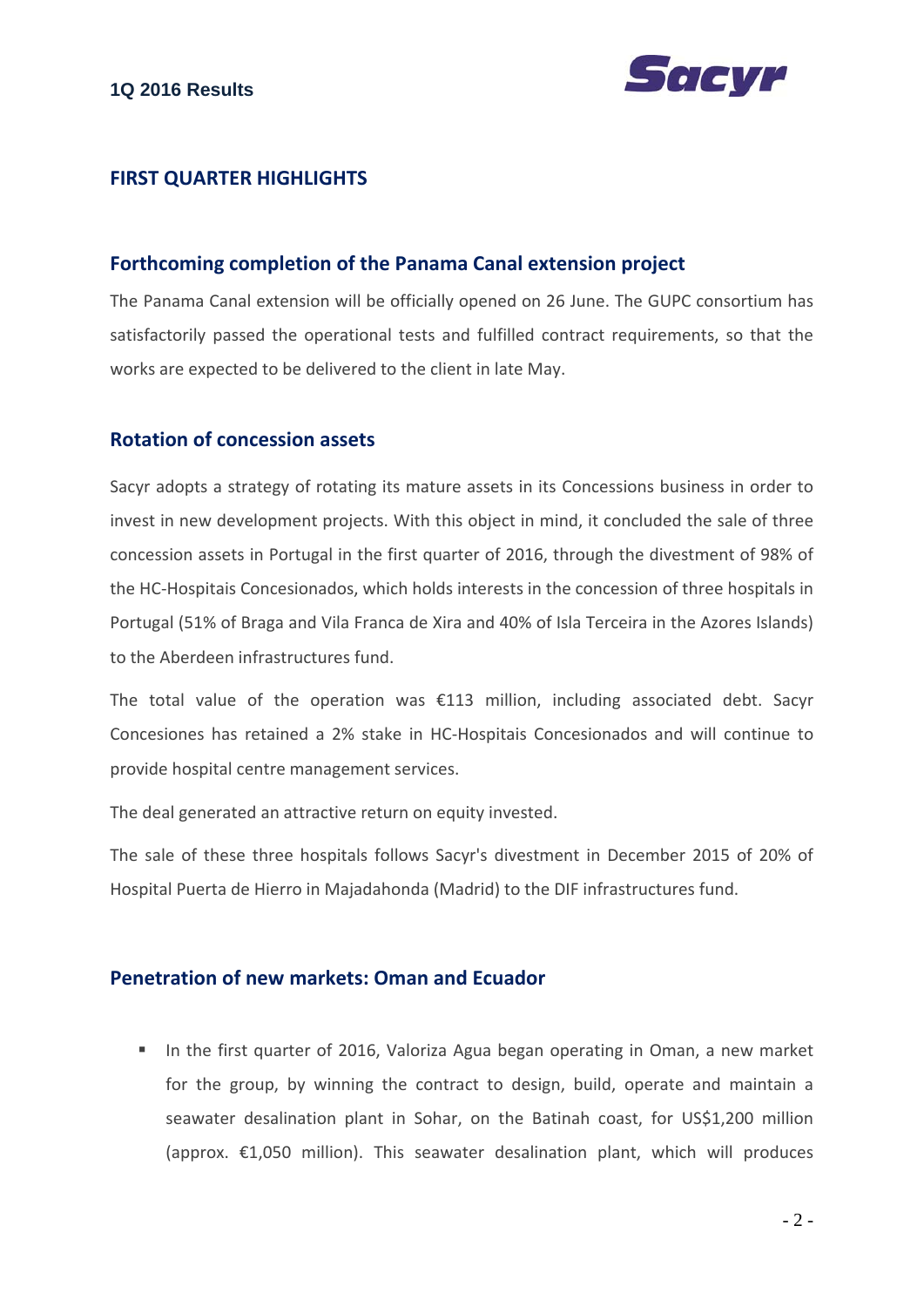## FIRST QUARTER HIGHLIGHTS

### Forthcoming completion of the Panama Canal extension project

The Panama Canal extension will be officially opened on 26 June. The GUPC consortium has satisfactorily passed the operational tests and fulfilled contract requirements, so that the works are expected to be delivered to the client in late May.

### Rotation of concession assets

Sacyr adopts a strategy of rotating its mature assets in its Concessions business in order to invest in new development projects. With this object in mind, it concluded the sale of three concession assets in Portugal in the first quarter of 2016, through the divestment of 98% of the HC-Hospitais Concesionados, which holds interests in the concession of three hospitals in Portugal (51% of Braga and Vila Franca de Xira and 40% of Isla Terceira in the Azores Islands) to the Aberdeen infrastructures fund.

The total value of the operation was €113 million, including associated debt. Sacyr Concesiones has retained a 2% stake in HC-Hospitais Concesionados and will continue to provide hospital centre management services.

The deal generated an attractive return on equity invested.

The sale of these three hospitals follows Sacyr's divestment in December 2015 of 20% of Hospital Puerta de Hierro in Majadahonda (Madrid) to the DIF infrastructures fund.

### Penetration of new markets: Oman and Ecuador

- In the first quarter of 2016, Valoriza Agua began operating in Oman, a new market for the group, by winning the contract to design, build, operate and maintain a seawater desalination plant in Sohar, on the Batinah coast, for US$1,200 million (approx. €1,050 million). This seawater desalination plant, which will produces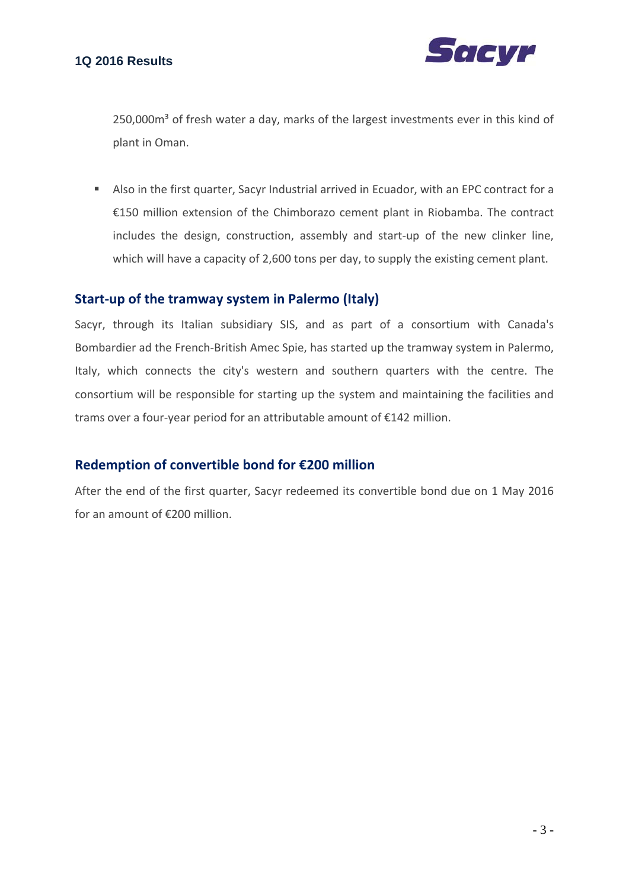250,000m³ of fresh water a day, marks of the largest investments ever in this kind of plant in Oman.

- Also in the first quarter, Sacyr Industrial arrived in Ecuador, with an EPC contract for a €150 million extension of the Chimborazo cement plant in Riobamba. The contract includes the design, construction, assembly and start-up of the new clinker line, which will have a capacity of 2,600 tons per day, to supply the existing cement plant.

## Start-up of the tramway system in Palermo (Italy)

Sacyr, through its Italian subsidiary SIS, and as part of a consortium with Canada's Bombardier ad the French-British Amec Spie, has started up the tramway system in Palermo, Italy, which connects the city's western and southern quarters with the centre. The consortium will be responsible for starting up the system and maintaining the facilities and trams over a four-year period for an attributable amount of €142 million.

## Redemption of convertible bond for €200 million

After the end of the first quarter, Sacyr redeemed its convertible bond due on 1 May 2016 for an amount of €200 million.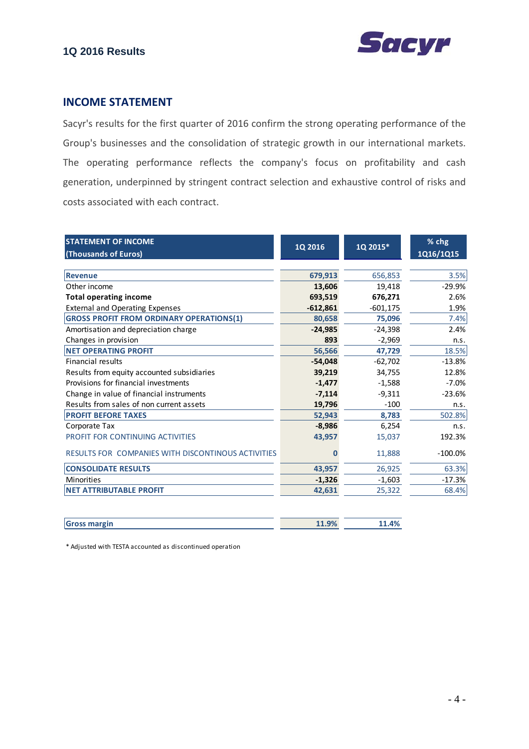## INCOME STATEMENT

Sacyr's results for the first quarter of 2016 confirm the strong operating performance of the Group's businesses and the consolidation of strategic growth in our international markets. The operating performance reflects the company's focus on profitability and cash generation, underpinned by stringent contract selection and exhaustive control of risks and costs associated with each contract.

| STATEMENT OF INCOME (Thousands of Euros) | 1Q 2016 | 1Q 2015* | % chg 1Q16/1Q15 |
|---|---|---|---|
| **Revenue** | **679,913** | 656,853 | 3.5% |
| Other income | **13,606** | 19,418 | -29.9% |
| **Total operating income** | **693,519** | **676,271** | 2.6% |
| External and Operating Expenses | **-612,861** | -601,175 | 1.9% |
| **GROSS PROFIT FROM ORDINARY OPERATIONS(1)** | **80,658** | **75,096** | 7.4% |
| Amortisation and depreciation charge | **-24,985** | -24,398 | 2.4% |
| Changes in provision | **893** | -2,969 | n.s. |
| **NET OPERATING PROFIT** | **56,566** | **47,729** | 18.5% |
| Financial results | **-54,048** | -62,702 | -13.8% |
| Results from equity accounted subsidiaries | **39,219** | 34,755 | 12.8% |
| Provisions for financial investments | **-1,477** | -1,588 | -7.0% |
| Change in value of financial instruments | **-7,114** | -9,311 | -23.6% |
| Results from sales of non current assets | **19,796** | -100 | n.s. |
| **PROFIT BEFORE TAXES** | **52,943** | **8,783** | 502.8% |
| Corporate Tax | **-8,986** | 6,254 | n.s. |
| PROFIT FOR CONTINUING ACTIVITIES | **43,957** | 15,037 | 192.3% |
| RESULTS FOR COMPANIES WITH DISCONTINOUS ACTIVITIES | **0** | 11,888 | -100.0% |
| **CONSOLIDATE RESULTS** | **43,957** | 26,925 | 63.3% |
| Minorities | **-1,326** | -1,603 | -17.3% |
| **NET ATTRIBUTABLE PROFIT** | **42,631** | 25,322 | 68.4% |
| | | | |
| **Gross margin** | **11.9%** | **11.4%** | |

\* Adjusted with TESTA accounted as discontinued operation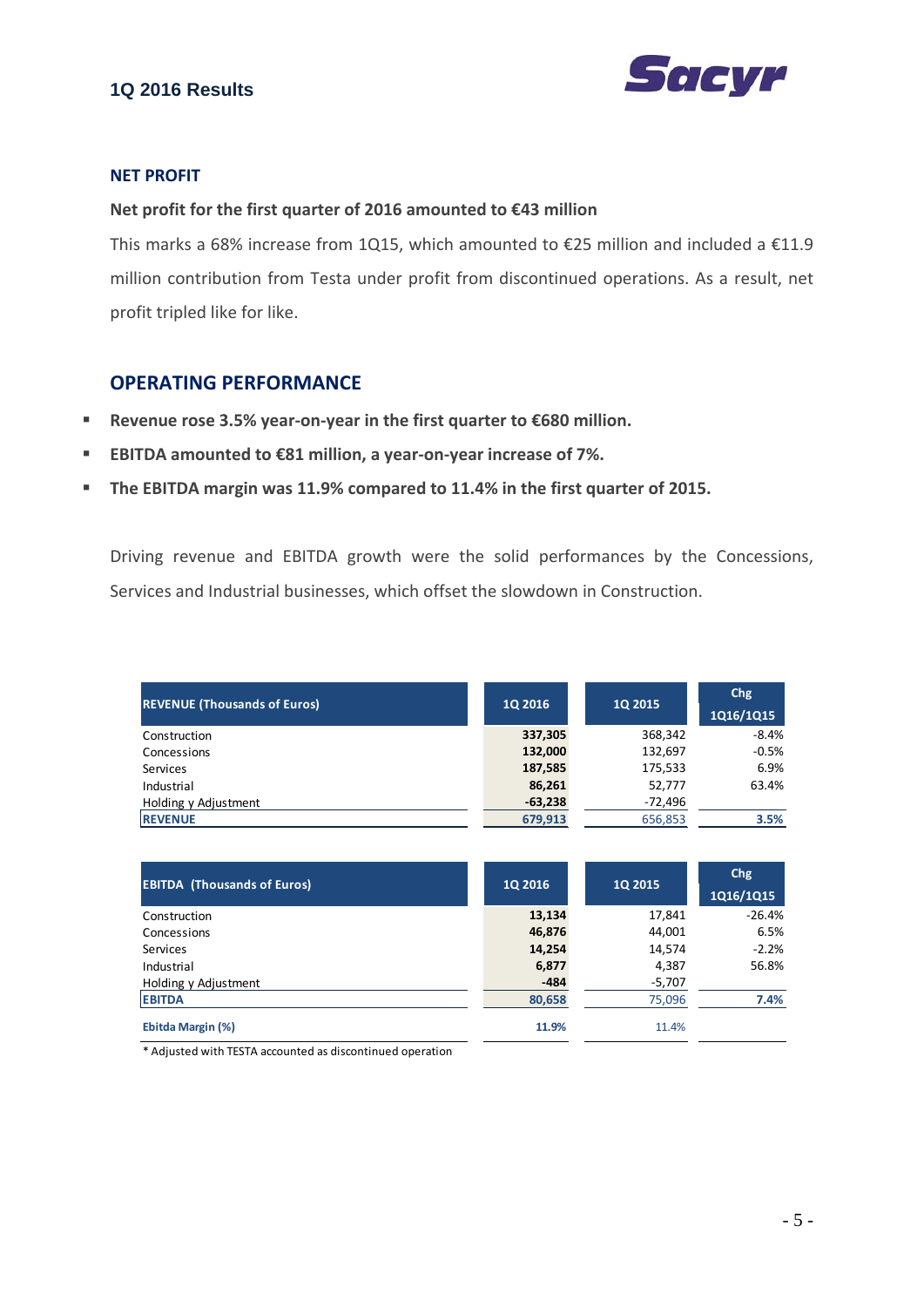## NET PROFIT

**Net profit for the first quarter of 2016 amounted to €43 million**

This marks a 68% increase from 1Q15, which amounted to €25 million and included a €11.9 million contribution from Testa under profit from discontinued operations. As a result, net profit tripled like for like.

## OPERATING PERFORMANCE

- **Revenue rose 3.5% year-on-year in the first quarter to €680 million.**
- **EBITDA amounted to €81 million, a year-on-year increase of 7%.**
- **The EBITDA margin was 11.9% compared to 11.4% in the first quarter of 2015.**

Driving revenue and EBITDA growth were the solid performances by the Concessions, Services and Industrial businesses, which offset the slowdown in Construction.

| REVENUE (Thousands of Euros) | 1Q 2016 | 1Q 2015 | Chg 1Q16/1Q15 |
|---|---|---|---|
| Construction | **337,305** | 368,342 | -8.4% |
| Concessions | **132,000** | 132,697 | -0.5% |
| Services | **187,585** | 175,533 | 6.9% |
| Industrial | **86,261** | 52,777 | 63.4% |
| Holding y Adjustment | **-63,238** | -72,496 | |
| **REVENUE** | **679,913** | 656,853 | **3.5%** |

| EBITDA (Thousands of Euros) | 1Q 2016 | 1Q 2015 | Chg 1Q16/1Q15 |
|---|---|---|---|
| Construction | **13,134** | 17,841 | -26.4% |
| Concessions | **46,876** | 44,001 | 6.5% |
| Services | **14,254** | 14,574 | -2.2% |
| Industrial | **6,877** | 4,387 | 56.8% |
| Holding y Adjustment | **-484** | -5,707 | |
| **EBITDA** | **80,658** | 75,096 | **7.4%** |
| **Ebitda Margin (%)** | **11.9%** | 11.4% | |

\* Adjusted with TESTA accounted as discontinued operation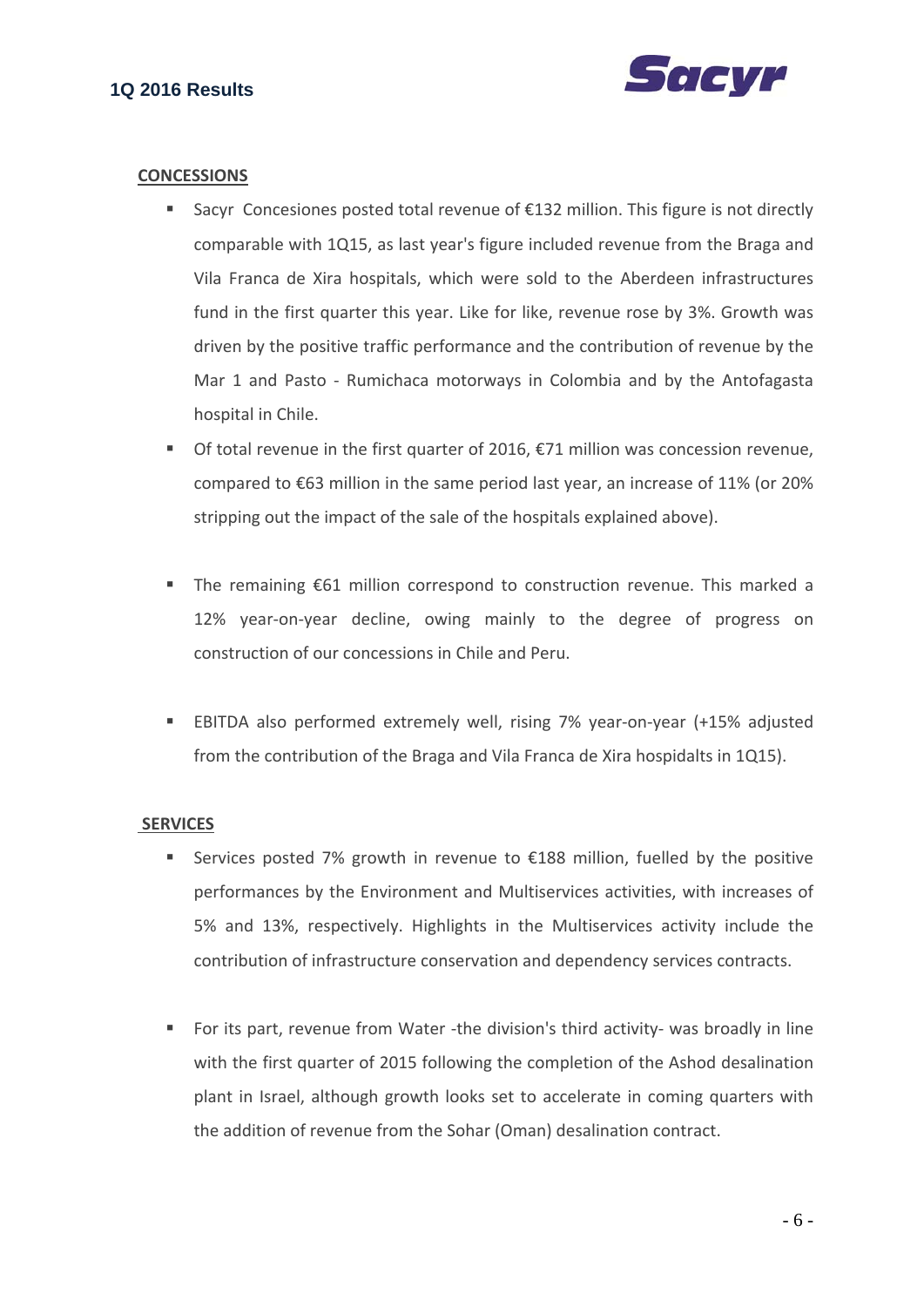## CONCESSIONS

- Sacyr Concesiones posted total revenue of €132 million. This figure is not directly comparable with 1Q15, as last year's figure included revenue from the Braga and Vila Franca de Xira hospitals, which were sold to the Aberdeen infrastructures fund in the first quarter this year. Like for like, revenue rose by 3%. Growth was driven by the positive traffic performance and the contribution of revenue by the Mar 1 and Pasto - Rumichaca motorways in Colombia and by the Antofagasta hospital in Chile.
- Of total revenue in the first quarter of 2016, €71 million was concession revenue, compared to €63 million in the same period last year, an increase of 11% (or 20% stripping out the impact of the sale of the hospitals explained above).
- The remaining €61 million correspond to construction revenue. This marked a 12% year-on-year decline, owing mainly to the degree of progress on construction of our concessions in Chile and Peru.
- EBITDA also performed extremely well, rising 7% year-on-year (+15% adjusted from the contribution of the Braga and Vila Franca de Xira hospidalts in 1Q15).

## SERVICES

- Services posted 7% growth in revenue to €188 million, fuelled by the positive performances by the Environment and Multiservices activities, with increases of 5% and 13%, respectively. Highlights in the Multiservices activity include the contribution of infrastructure conservation and dependency services contracts.
- For its part, revenue from Water -the division's third activity- was broadly in line with the first quarter of 2015 following the completion of the Ashod desalination plant in Israel, although growth looks set to accelerate in coming quarters with the addition of revenue from the Sohar (Oman) desalination contract.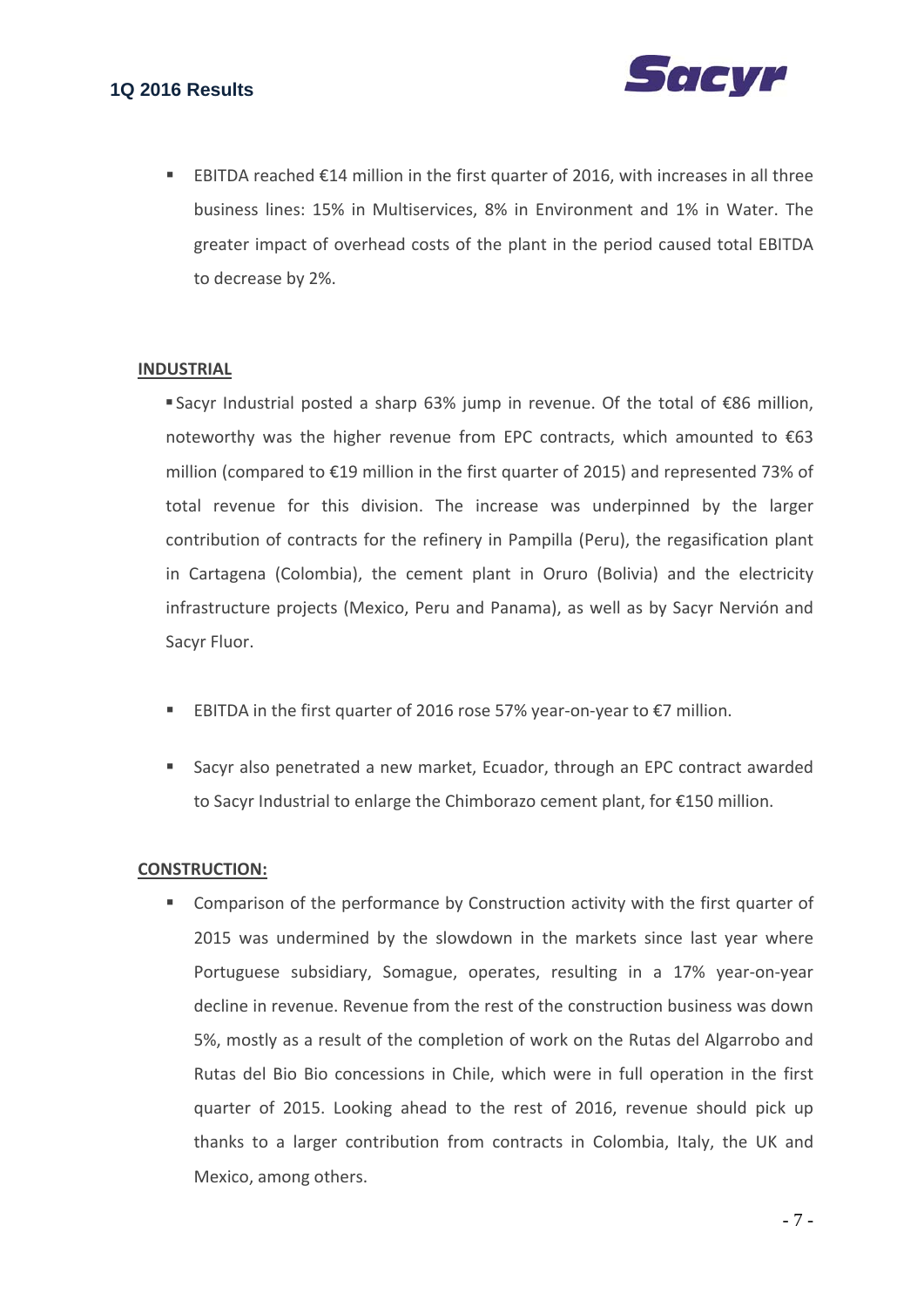- EBITDA reached €14 million in the first quarter of 2016, with increases in all three business lines: 15% in Multiservices, 8% in Environment and 1% in Water. The greater impact of overhead costs of the plant in the period caused total EBITDA to decrease by 2%.

**INDUSTRIAL**

- Sacyr Industrial posted a sharp 63% jump in revenue. Of the total of €86 million, noteworthy was the higher revenue from EPC contracts, which amounted to €63 million (compared to €19 million in the first quarter of 2015) and represented 73% of total revenue for this division. The increase was underpinned by the larger contribution of contracts for the refinery in Pampilla (Peru), the regasification plant in Cartagena (Colombia), the cement plant in Oruro (Bolivia) and the electricity infrastructure projects (Mexico, Peru and Panama), as well as by Sacyr Nervión and Sacyr Fluor.

- EBITDA in the first quarter of 2016 rose 57% year-on-year to €7 million.

- Sacyr also penetrated a new market, Ecuador, through an EPC contract awarded to Sacyr Industrial to enlarge the Chimborazo cement plant, for €150 million.

**CONSTRUCTION:**

- Comparison of the performance by Construction activity with the first quarter of 2015 was undermined by the slowdown in the markets since last year where Portuguese subsidiary, Somague, operates, resulting in a 17% year-on-year decline in revenue. Revenue from the rest of the construction business was down 5%, mostly as a result of the completion of work on the Rutas del Algarrobo and Rutas del Bio Bio concessions in Chile, which were in full operation in the first quarter of 2015. Looking ahead to the rest of 2016, revenue should pick up thanks to a larger contribution from contracts in Colombia, Italy, the UK and Mexico, among others.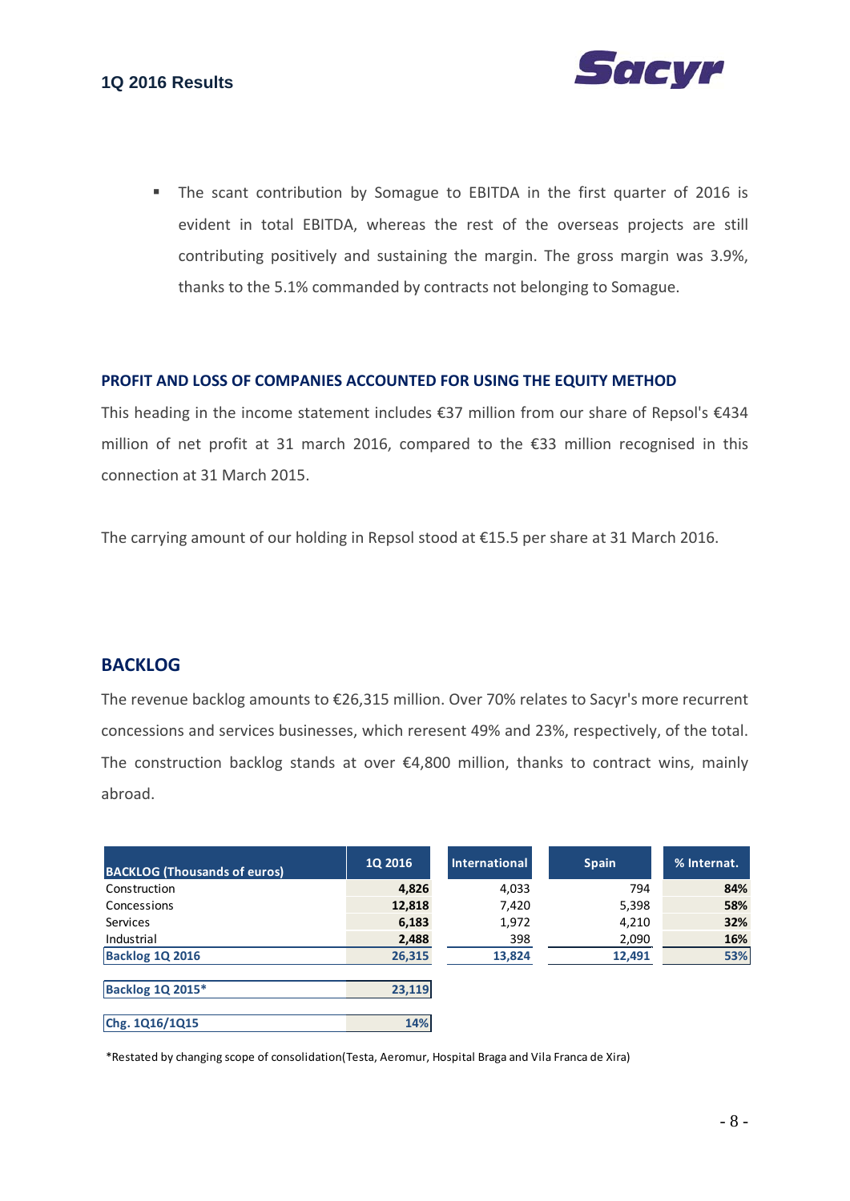- The scant contribution by Somague to EBITDA in the first quarter of 2016 is evident in total EBITDA, whereas the rest of the overseas projects are still contributing positively and sustaining the margin. The gross margin was 3.9%, thanks to the 5.1% commanded by contracts not belonging to Somague.

### PROFIT AND LOSS OF COMPANIES ACCOUNTED FOR USING THE EQUITY METHOD

This heading in the income statement includes €37 million from our share of Repsol's €434 million of net profit at 31 march 2016, compared to the €33 million recognised in this connection at 31 March 2015.

The carrying amount of our holding in Repsol stood at €15.5 per share at 31 March 2016.

## BACKLOG

The revenue backlog amounts to €26,315 million. Over 70% relates to Sacyr's more recurrent concessions and services businesses, which reresent 49% and 23%, respectively, of the total. The construction backlog stands at over €4,800 million, thanks to contract wins, mainly abroad.

| BACKLOG (Thousands of euros) | 1Q 2016 | International | Spain | % Internat. |
|---|---|---|---|---|
| Construction | **4,826** | 4,033 | 794 | **84%** |
| Concessions | **12,818** | 7,420 | 5,398 | **58%** |
| Services | **6,183** | 1,972 | 4,210 | **32%** |
| Industrial | **2,488** | 398 | 2,090 | **16%** |
| **Backlog 1Q 2016** | **26,315** | **13,824** | **12,491** | **53%** |
| **Backlog 1Q 2015*** | **23,119** | | | |
| **Chg. 1Q16/1Q15** | **14%** | | | |

*Restated by changing scope of consolidation(Testa, Aeromur, Hospital Braga and Vila Franca de Xira)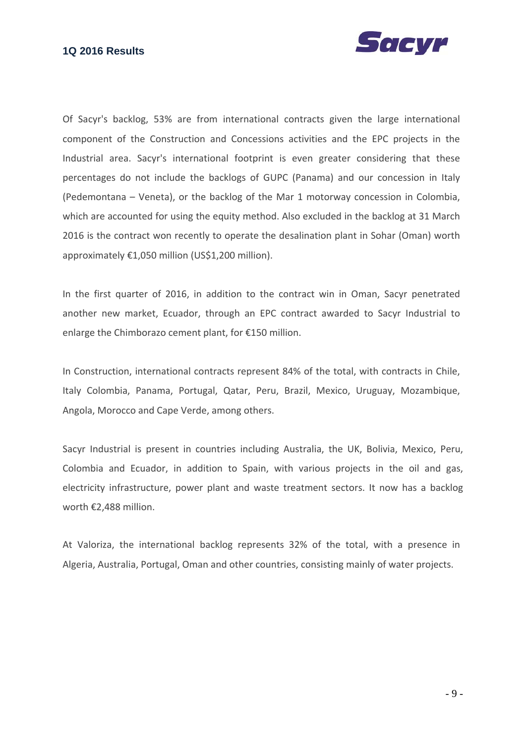Of Sacyr's backlog, 53% are from international contracts given the large international component of the Construction and Concessions activities and the EPC projects in the Industrial area. Sacyr's international footprint is even greater considering that these percentages do not include the backlogs of GUPC (Panama) and our concession in Italy (Pedemontana – Veneta), or the backlog of the Mar 1 motorway concession in Colombia, which are accounted for using the equity method. Also excluded in the backlog at 31 March 2016 is the contract won recently to operate the desalination plant in Sohar (Oman) worth approximately €1,050 million (US$1,200 million).

In the first quarter of 2016, in addition to the contract win in Oman, Sacyr penetrated another new market, Ecuador, through an EPC contract awarded to Sacyr Industrial to enlarge the Chimborazo cement plant, for €150 million.

In Construction, international contracts represent 84% of the total, with contracts in Chile, Italy Colombia, Panama, Portugal, Qatar, Peru, Brazil, Mexico, Uruguay, Mozambique, Angola, Morocco and Cape Verde, among others.

Sacyr Industrial is present in countries including Australia, the UK, Bolivia, Mexico, Peru, Colombia and Ecuador, in addition to Spain, with various projects in the oil and gas, electricity infrastructure, power plant and waste treatment sectors. It now has a backlog worth €2,488 million.

At Valoriza, the international backlog represents 32% of the total, with a presence in Algeria, Australia, Portugal, Oman and other countries, consisting mainly of water projects.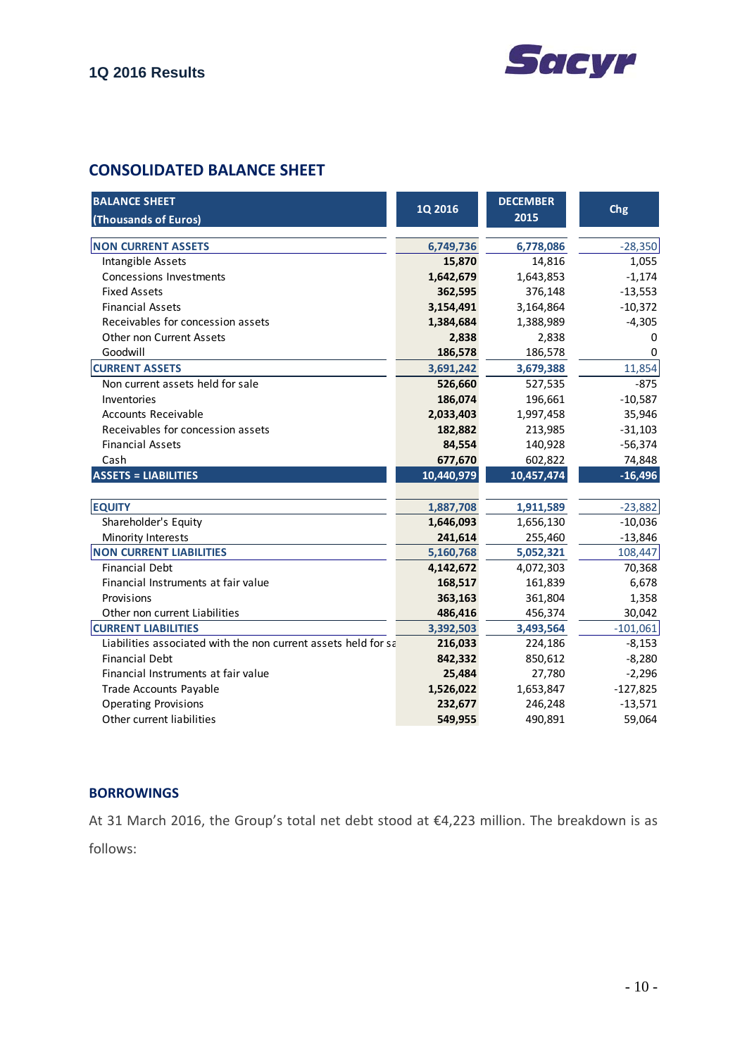## CONSOLIDATED BALANCE SHEET

| BALANCE SHEET (Thousands of Euros) | 1Q 2016 | DECEMBER 2015 | Chg |
|---|---|---|---|
| **NON CURRENT ASSETS** | **6,749,736** | **6,778,086** | -28,350 |
| Intangible Assets | **15,870** | 14,816 | 1,055 |
| Concessions Investments | **1,642,679** | 1,643,853 | -1,174 |
| Fixed Assets | **362,595** | 376,148 | -13,553 |
| Financial Assets | **3,154,491** | 3,164,864 | -10,372 |
| Receivables for concession assets | **1,384,684** | 1,388,989 | -4,305 |
| Other non Current Assets | **2,838** | 2,838 | 0 |
| Goodwill | **186,578** | 186,578 | 0 |
| **CURRENT ASSETS** | **3,691,242** | **3,679,388** | 11,854 |
| Non current assets held for sale | **526,660** | 527,535 | -875 |
| Inventories | **186,074** | 196,661 | -10,587 |
| Accounts Receivable | **2,033,403** | 1,997,458 | 35,946 |
| Receivables for concession assets | **182,882** | 213,985 | -31,103 |
| Financial Assets | **84,554** | 140,928 | -56,374 |
| Cash | **677,670** | 602,822 | 74,848 |
| **ASSETS = LIABILITIES** | **10,440,979** | **10,457,474** | **-16,496** |
| **EQUITY** | **1,887,708** | **1,911,589** | -23,882 |
| Shareholder's Equity | **1,646,093** | 1,656,130 | -10,036 |
| Minority Interests | **241,614** | 255,460 | -13,846 |
| **NON CURRENT LIABILITIES** | **5,160,768** | **5,052,321** | 108,447 |
| Financial Debt | **4,142,672** | 4,072,303 | 70,368 |
| Financial Instruments at fair value | **168,517** | 161,839 | 6,678 |
| Provisions | **363,163** | 361,804 | 1,358 |
| Other non current Liabilities | **486,416** | 456,374 | 30,042 |
| **CURRENT LIABILITIES** | **3,392,503** | **3,493,564** | -101,061 |
| Liabilities associated with the non current assets held for sa | **216,033** | 224,186 | -8,153 |
| Financial Debt | **842,332** | 850,612 | -8,280 |
| Financial Instruments at fair value | **25,484** | 27,780 | -2,296 |
| Trade Accounts Payable | **1,526,022** | 1,653,847 | -127,825 |
| Operating Provisions | **232,677** | 246,248 | -13,571 |
| Other current liabilities | **549,955** | 490,891 | 59,064 |

## BORROWINGS

At 31 March 2016, the Group's total net debt stood at €4,223 million. The breakdown is as follows: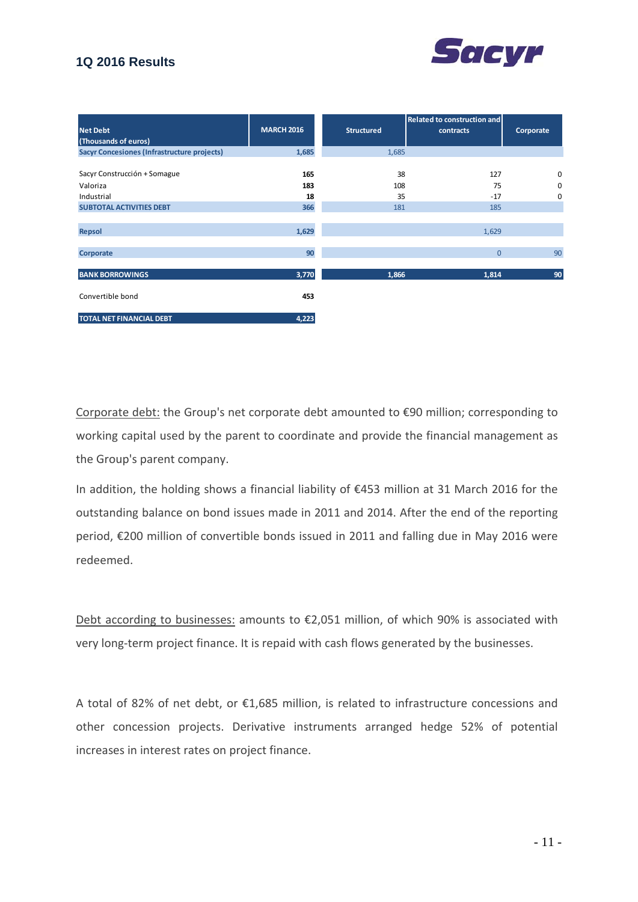| Net Debt (Thousands of euros) | MARCH 2016 | Structured | Related to construction and contracts | Corporate |
|---|---|---|---|---|
| **Sacyr Concesiones (Infrastructure projects)** | **1,685** | 1,685 | | |
| | | | | |
| Sacyr Construcción + Somague | **165** | 38 | 127 | 0 |
| Valoriza | **183** | 108 | 75 | 0 |
| Industrial | **18** | 35 | -17 | 0 |
| **SUBTOTAL ACTIVITIES DEBT** | **366** | 181 | 185 | |
| | | | | |
| **Repsol** | **1,629** | | 1,629 | |
| | | | | |
| **Corporate** | **90** | | 0 | 90 |
| | | | | |
| **BANK BORROWINGS** | **3,770** | **1,866** | **1,814** | **90** |
| | | | | |
| Convertible bond | **453** | | | |
| | | | | |
| **TOTAL NET FINANCIAL DEBT** | **4,223** | | | |

Corporate debt: the Group's net corporate debt amounted to €90 million; corresponding to working capital used by the parent to coordinate and provide the financial management as the Group's parent company.

In addition, the holding shows a financial liability of €453 million at 31 March 2016 for the outstanding balance on bond issues made in 2011 and 2014. After the end of the reporting period, €200 million of convertible bonds issued in 2011 and falling due in May 2016 were redeemed.

Debt according to businesses: amounts to €2,051 million, of which 90% is associated with very long-term project finance. It is repaid with cash flows generated by the businesses.

A total of 82% of net debt, or €1,685 million, is related to infrastructure concessions and other concession projects. Derivative instruments arranged hedge 52% of potential increases in interest rates on project finance.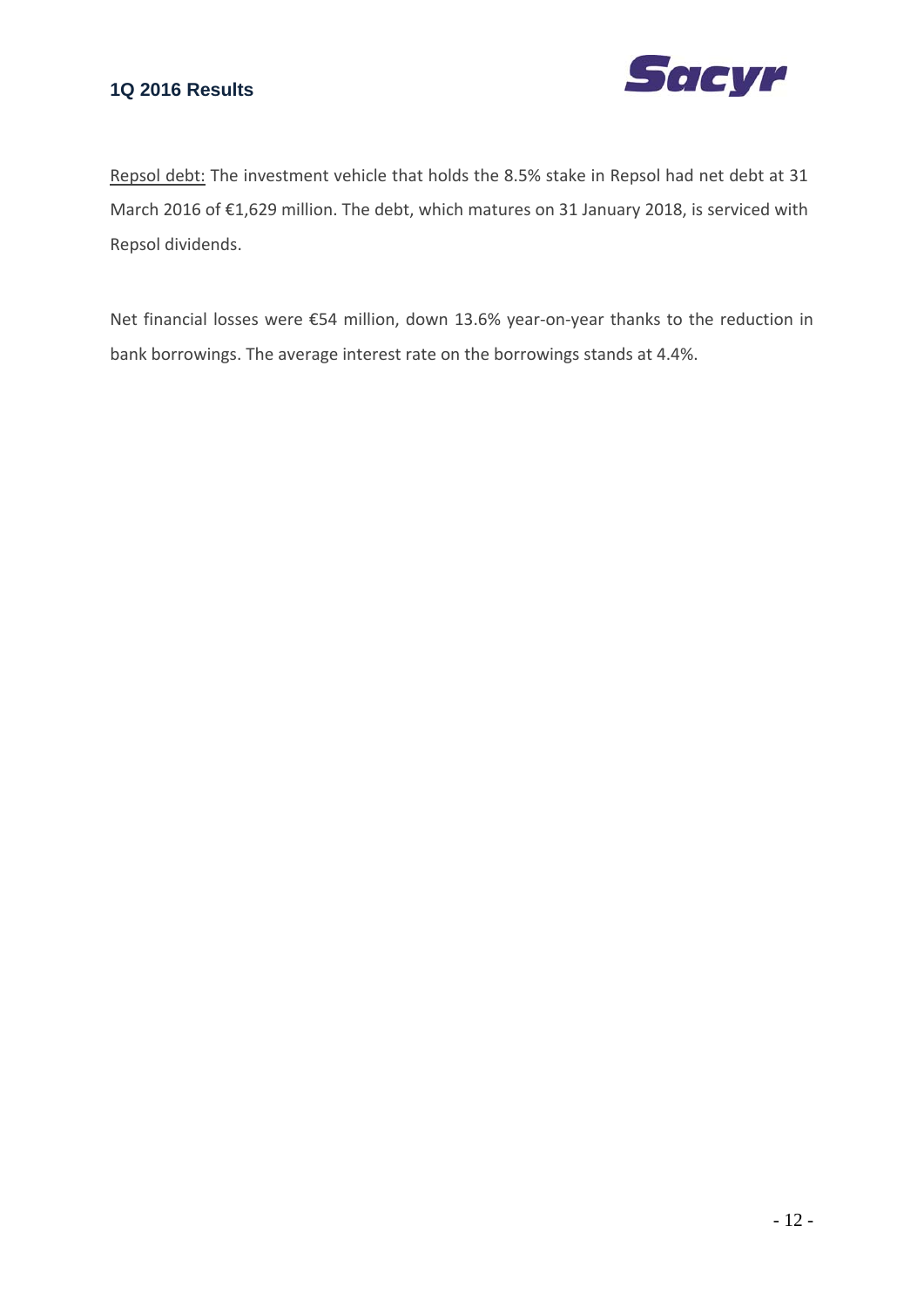<u>Repsol debt:</u> The investment vehicle that holds the 8.5% stake in Repsol had net debt at 31 March 2016 of €1,629 million. The debt, which matures on 31 January 2018, is serviced with Repsol dividends.

Net financial losses were €54 million, down 13.6% year-on-year thanks to the reduction in bank borrowings. The average interest rate on the borrowings stands at 4.4%.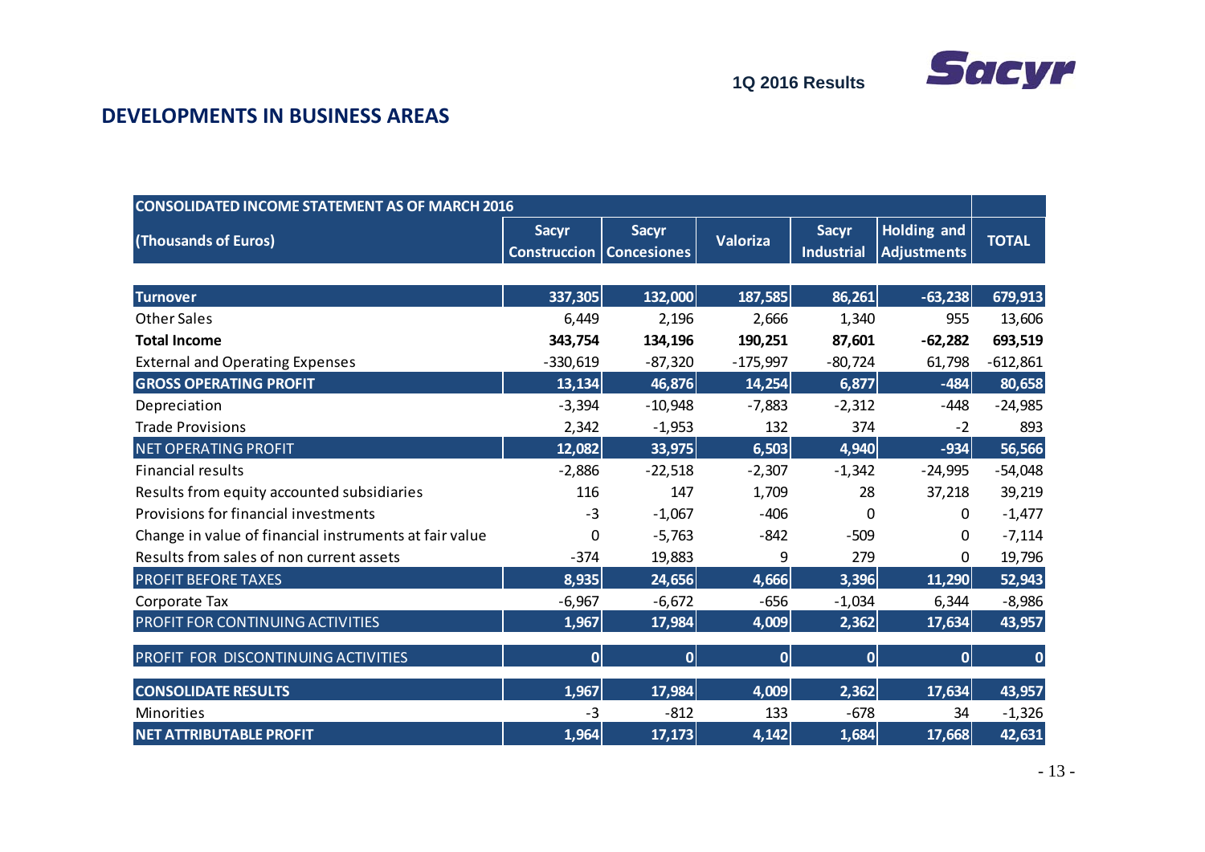## DEVELOPMENTS IN BUSINESS AREAS

| CONSOLIDATED INCOME STATEMENT AS OF MARCH 2016 | | | | | | |
|---|---|---|---|---|---|---|
| (Thousands of Euros) | Sacyr Construccion | Sacyr Concesiones | Valoriza | Sacyr Industrial | Holding and Adjustments | TOTAL |
| **Turnover** | **337,305** | **132,000** | **187,585** | **86,261** | **-63,238** | **679,913** |
| Other Sales | 6,449 | 2,196 | 2,666 | 1,340 | 955 | 13,606 |
| **Total Income** | **343,754** | **134,196** | **190,251** | **87,601** | **-62,282** | **693,519** |
| External and Operating Expenses | -330,619 | -87,320 | -175,997 | -80,724 | 61,798 | -612,861 |
| **GROSS OPERATING PROFIT** | **13,134** | **46,876** | **14,254** | **6,877** | **-484** | **80,658** |
| Depreciation | -3,394 | -10,948 | -7,883 | -2,312 | -448 | -24,985 |
| Trade Provisions | 2,342 | -1,953 | 132 | 374 | -2 | 893 |
| NET OPERATING PROFIT | **12,082** | **33,975** | **6,503** | **4,940** | **-934** | **56,566** |
| Financial results | -2,886 | -22,518 | -2,307 | -1,342 | -24,995 | -54,048 |
| Results from equity accounted subsidiaries | 116 | 147 | 1,709 | 28 | 37,218 | 39,219 |
| Provisions for financial investments | -3 | -1,067 | -406 | 0 | 0 | -1,477 |
| Change in value of financial instruments at fair value | 0 | -5,763 | -842 | -509 | 0 | -7,114 |
| Results from sales of non current assets | -374 | 19,883 | 9 | 279 | 0 | 19,796 |
| PROFIT BEFORE TAXES | **8,935** | **24,656** | **4,666** | **3,396** | **11,290** | **52,943** |
| Corporate Tax | -6,967 | -6,672 | -656 | -1,034 | 6,344 | -8,986 |
| PROFIT FOR CONTINUING ACTIVITIES | **1,967** | **17,984** | **4,009** | **2,362** | **17,634** | **43,957** |
| PROFIT FOR DISCONTINUING ACTIVITIES | **0** | **0** | **0** | **0** | **0** | **0** |
| **CONSOLIDATE RESULTS** | **1,967** | **17,984** | **4,009** | **2,362** | **17,634** | **43,957** |
| Minorities | -3 | -812 | 133 | -678 | 34 | -1,326 |
| **NET ATTRIBUTABLE PROFIT** | **1,964** | **17,173** | **4,142** | **1,684** | **17,668** | **42,631** |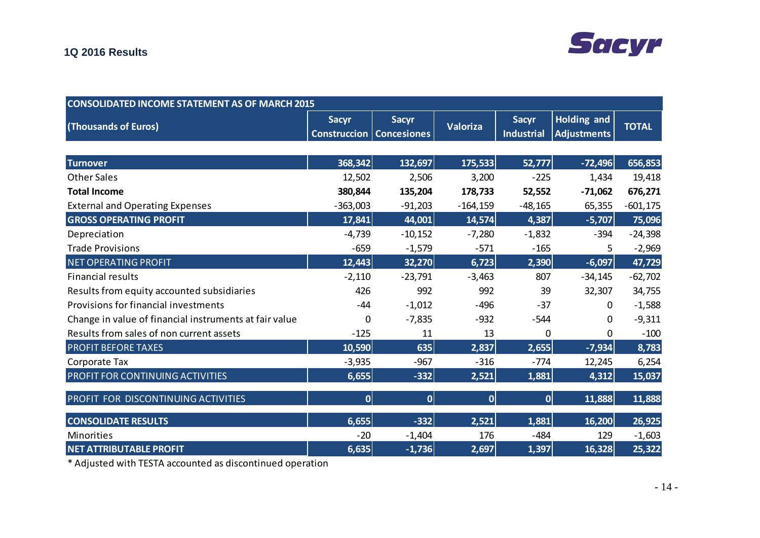## 1Q 2016 Results

| CONSOLIDATED INCOME STATEMENT AS OF MARCH 2015 | | | | | | |
|---|---|---|---|---|---|---|
| (Thousands of Euros) | Sacyr Construccion | Sacyr Concesiones | Valoriza | Sacyr Industrial | Holding and Adjustments | TOTAL |
| **Turnover** | 368,342 | 132,697 | 175,533 | 52,777 | -72,496 | 656,853 |
| Other Sales | 12,502 | 2,506 | 3,200 | -225 | 1,434 | 19,418 |
| **Total Income** | **380,844** | **135,204** | **178,733** | **52,552** | **-71,062** | **676,271** |
| External and Operating Expenses | -363,003 | -91,203 | -164,159 | -48,165 | 65,355 | -601,175 |
| **GROSS OPERATING PROFIT** | 17,841 | 44,001 | 14,574 | 4,387 | -5,707 | 75,096 |
| Depreciation | -4,739 | -10,152 | -7,280 | -1,832 | -394 | -24,398 |
| Trade Provisions | -659 | -1,579 | -571 | -165 | 5 | -2,969 |
| NET OPERATING PROFIT | 12,443 | 32,270 | 6,723 | 2,390 | -6,097 | 47,729 |
| Financial results | -2,110 | -23,791 | -3,463 | 807 | -34,145 | -62,702 |
| Results from equity accounted subsidiaries | 426 | 992 | 992 | 39 | 32,307 | 34,755 |
| Provisions for financial investments | -44 | -1,012 | -496 | -37 | 0 | -1,588 |
| Change in value of financial instruments at fair value | 0 | -7,835 | -932 | -544 | 0 | -9,311 |
| Results from sales of non current assets | -125 | 11 | 13 | 0 | 0 | -100 |
| PROFIT BEFORE TAXES | 10,590 | 635 | 2,837 | 2,655 | -7,934 | 8,783 |
| Corporate Tax | -3,935 | -967 | -316 | -774 | 12,245 | 6,254 |
| PROFIT FOR CONTINUING ACTIVITIES | 6,655 | -332 | 2,521 | 1,881 | 4,312 | 15,037 |
| PROFIT FOR DISCONTINUING ACTIVITIES | 0 | 0 | 0 | 0 | 11,888 | 11,888 |
| **CONSOLIDATE RESULTS** | 6,655 | -332 | 2,521 | 1,881 | 16,200 | 26,925 |
| Minorities | -20 | -1,404 | 176 | -484 | 129 | -1,603 |
| **NET ATTRIBUTABLE PROFIT** | 6,635 | -1,736 | 2,697 | 1,397 | 16,328 | 25,322 |

* Adjusted with TESTA accounted as discontinued operation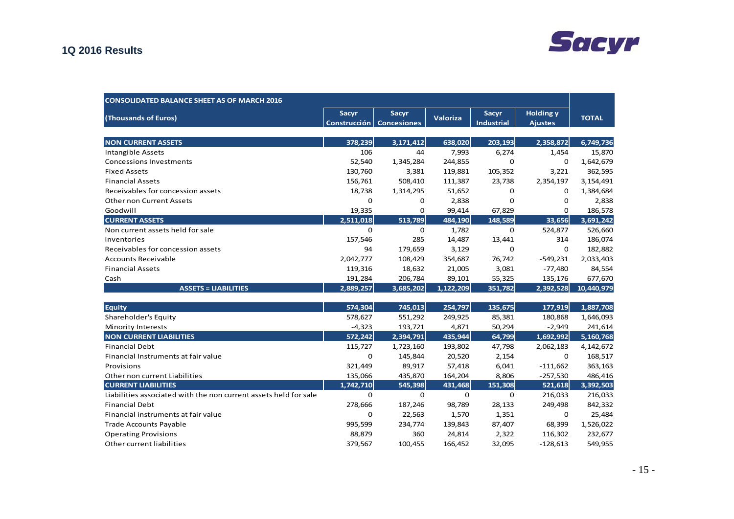## 1Q 2016 Results

| CONSOLIDATED BALANCE SHEET AS OF MARCH 2016 | | | | | | |
|---|---|---|---|---|---|---|
| (Thousands of Euros) | Sacyr Construcción | Sacyr Concesiones | Valoriza | Sacyr Industrial | Holding y Ajustes | TOTAL |
| **NON CURRENT ASSETS** | **378,239** | **3,171,412** | **638,020** | **203,193** | **2,358,872** | **6,749,736** |
| Intangible Assets | 106 | 44 | 7,993 | 6,274 | 1,454 | 15,870 |
| Concessions Investments | 52,540 | 1,345,284 | 244,855 | 0 | 0 | 1,642,679 |
| Fixed Assets | 130,760 | 3,381 | 119,881 | 105,352 | 3,221 | 362,595 |
| Financial Assets | 156,761 | 508,410 | 111,387 | 23,738 | 2,354,197 | 3,154,491 |
| Receivables for concession assets | 18,738 | 1,314,295 | 51,652 | 0 | 0 | 1,384,684 |
| Other non Current Assets | 0 | 0 | 2,838 | 0 | 0 | 2,838 |
| Goodwill | 19,335 | 0 | 99,414 | 67,829 | 0 | 186,578 |
| **CURRENT ASSETS** | **2,511,018** | **513,789** | **484,190** | **148,589** | **33,656** | **3,691,242** |
| Non current assets held for sale | 0 | 0 | 1,782 | 0 | 524,877 | 526,660 |
| Inventories | 157,546 | 285 | 14,487 | 13,441 | 314 | 186,074 |
| Receivables for concession assets | 94 | 179,659 | 3,129 | 0 | 0 | 182,882 |
| Accounts Receivable | 2,042,777 | 108,429 | 354,687 | 76,742 | -549,231 | 2,033,403 |
| Financial Assets | 119,316 | 18,632 | 21,005 | 3,081 | -77,480 | 84,554 |
| Cash | 191,284 | 206,784 | 89,101 | 55,325 | 135,176 | 677,670 |
| **ASSETS = LIABILITIES** | **2,889,257** | **3,685,202** | **1,122,209** | **351,782** | **2,392,528** | **10,440,979** |
| **Equity** | **574,304** | **745,013** | **254,797** | **135,675** | **177,919** | **1,887,708** |
| Shareholder's Equity | 578,627 | 551,292 | 249,925 | 85,381 | 180,868 | 1,646,093 |
| Minority Interests | -4,323 | 193,721 | 4,871 | 50,294 | -2,949 | 241,614 |
| **NON CURRENT LIABILITIES** | **572,242** | **2,394,791** | **435,944** | **64,799** | **1,692,992** | **5,160,768** |
| Financial Debt | 115,727 | 1,723,160 | 193,802 | 47,798 | 2,062,183 | 4,142,672 |
| Financial Instruments at fair value | 0 | 145,844 | 20,520 | 2,154 | 0 | 168,517 |
| Provisions | 321,449 | 89,917 | 57,418 | 6,041 | -111,662 | 363,163 |
| Other non current Liabilities | 135,066 | 435,870 | 164,204 | 8,806 | -257,530 | 486,416 |
| **CURRENT LIABILITIES** | **1,742,710** | **545,398** | **431,468** | **151,308** | **521,618** | **3,392,503** |
| Liabilities associated with the non current assets held for sale | 0 | 0 | 0 | 0 | 216,033 | 216,033 |
| Financial Debt | 278,666 | 187,246 | 98,789 | 28,133 | 249,498 | 842,332 |
| Financial instruments at fair value | 0 | 22,563 | 1,570 | 1,351 | 0 | 25,484 |
| Trade Accounts Payable | 995,599 | 234,774 | 139,843 | 87,407 | 68,399 | 1,526,022 |
| Operating Provisions | 88,879 | 360 | 24,814 | 2,322 | 116,302 | 232,677 |
| Other current liabilities | 379,567 | 100,455 | 166,452 | 32,095 | -128,613 | 549,955 |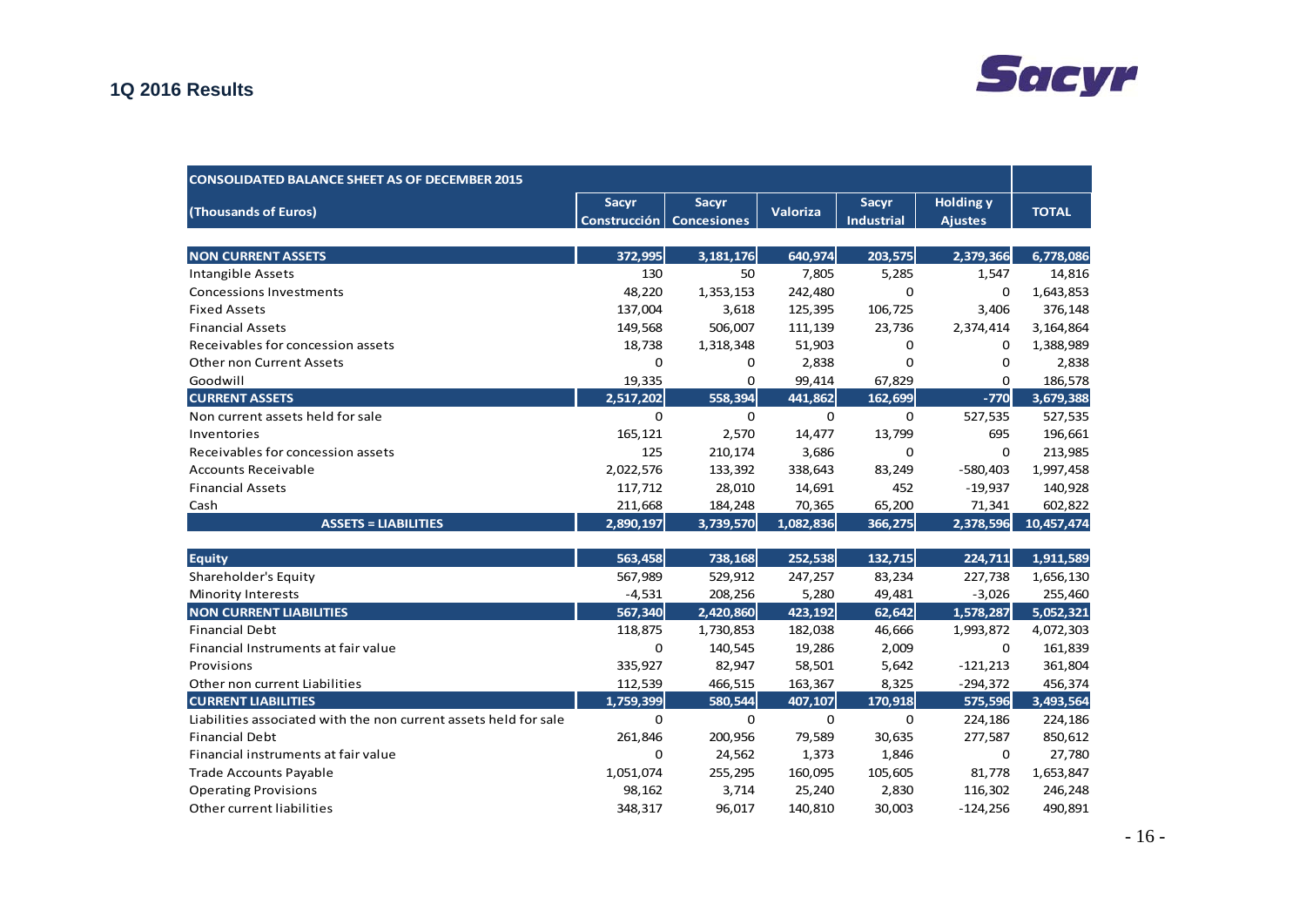| CONSOLIDATED BALANCE SHEET AS OF DECEMBER 2015 | | | | | | |
|---|---|---|---|---|---|---|
| (Thousands of Euros) | Sacyr Construcción | Sacyr Concesiones | Valoriza | Sacyr Industrial | Holding y Ajustes | TOTAL |
| **NON CURRENT ASSETS** | **372,995** | **3,181,176** | **640,974** | **203,575** | **2,379,366** | **6,778,086** |
| Intangible Assets | 130 | 50 | 7,805 | 5,285 | 1,547 | 14,816 |
| Concessions Investments | 48,220 | 1,353,153 | 242,480 | 0 | 0 | 1,643,853 |
| Fixed Assets | 137,004 | 3,618 | 125,395 | 106,725 | 3,406 | 376,148 |
| Financial Assets | 149,568 | 506,007 | 111,139 | 23,736 | 2,374,414 | 3,164,864 |
| Receivables for concession assets | 18,738 | 1,318,348 | 51,903 | 0 | 0 | 1,388,989 |
| Other non Current Assets | 0 | 0 | 2,838 | 0 | 0 | 2,838 |
| Goodwill | 19,335 | 0 | 99,414 | 67,829 | 0 | 186,578 |
| **CURRENT ASSETS** | **2,517,202** | **558,394** | **441,862** | **162,699** | **-770** | **3,679,388** |
| Non current assets held for sale | 0 | 0 | 0 | 0 | 527,535 | 527,535 |
| Inventories | 165,121 | 2,570 | 14,477 | 13,799 | 695 | 196,661 |
| Receivables for concession assets | 125 | 210,174 | 3,686 | 0 | 0 | 213,985 |
| Accounts Receivable | 2,022,576 | 133,392 | 338,643 | 83,249 | -580,403 | 1,997,458 |
| Financial Assets | 117,712 | 28,010 | 14,691 | 452 | -19,937 | 140,928 |
| Cash | 211,668 | 184,248 | 70,365 | 65,200 | 71,341 | 602,822 |
| **ASSETS = LIABILITIES** | **2,890,197** | **3,739,570** | **1,082,836** | **366,275** | **2,378,596** | **10,457,474** |
| **Equity** | **563,458** | **738,168** | **252,538** | **132,715** | **224,711** | **1,911,589** |
| Shareholder's Equity | 567,989 | 529,912 | 247,257 | 83,234 | 227,738 | 1,656,130 |
| Minority Interests | -4,531 | 208,256 | 5,280 | 49,481 | -3,026 | 255,460 |
| **NON CURRENT LIABILITIES** | **567,340** | **2,420,860** | **423,192** | **62,642** | **1,578,287** | **5,052,321** |
| Financial Debt | 118,875 | 1,730,853 | 182,038 | 46,666 | 1,993,872 | 4,072,303 |
| Financial Instruments at fair value | 0 | 140,545 | 19,286 | 2,009 | 0 | 161,839 |
| Provisions | 335,927 | 82,947 | 58,501 | 5,642 | -121,213 | 361,804 |
| Other non current Liabilities | 112,539 | 466,515 | 163,367 | 8,325 | -294,372 | 456,374 |
| **CURRENT LIABILITIES** | **1,759,399** | **580,544** | **407,107** | **170,918** | **575,596** | **3,493,564** |
| Liabilities associated with the non current assets held for sale | 0 | 0 | 0 | 0 | 224,186 | 224,186 |
| Financial Debt | 261,846 | 200,956 | 79,589 | 30,635 | 277,587 | 850,612 |
| Financial instruments at fair value | 0 | 24,562 | 1,373 | 1,846 | 0 | 27,780 |
| Trade Accounts Payable | 1,051,074 | 255,295 | 160,095 | 105,605 | 81,778 | 1,653,847 |
| Operating Provisions | 98,162 | 3,714 | 25,240 | 2,830 | 116,302 | 246,248 |
| Other current liabilities | 348,317 | 96,017 | 140,810 | 30,003 | -124,256 | 490,891 |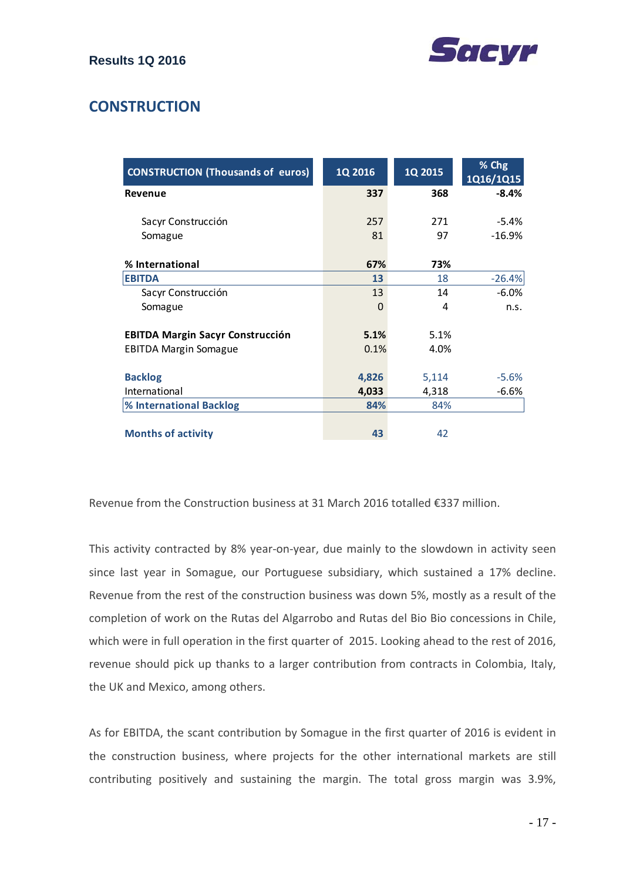## CONSTRUCTION

| CONSTRUCTION (Thousands of euros) | 1Q 2016 | 1Q 2015 | % Chg 1Q16/1Q15 |
|---|---|---|---|
| **Revenue** | **337** | **368** | **-8.4%** |
| Sacyr Construcción | 257 | 271 | -5.4% |
| Somague | 81 | 97 | -16.9% |
| **% International** | **67%** | **73%** | |
| **EBITDA** | **13** | 18 | -26.4% |
| Sacyr Construcción | 13 | 14 | -6.0% |
| Somague | 0 | 4 | n.s. |
| **EBITDA Margin Sacyr Construcción** | **5.1%** | 5.1% | |
| EBITDA Margin Somague | 0.1% | 4.0% | |
| **Backlog** | **4,826** | 5,114 | -5.6% |
| International | **4,033** | 4,318 | -6.6% |
| **% International Backlog** | **84%** | 84% | |
| **Months of activity** | **43** | 42 | |

Revenue from the Construction business at 31 March 2016 totalled €337 million.

This activity contracted by 8% year-on-year, due mainly to the slowdown in activity seen since last year in Somague, our Portuguese subsidiary, which sustained a 17% decline. Revenue from the rest of the construction business was down 5%, mostly as a result of the completion of work on the Rutas del Algarrobo and Rutas del Bio Bio concessions in Chile, which were in full operation in the first quarter of 2015. Looking ahead to the rest of 2016, revenue should pick up thanks to a larger contribution from contracts in Colombia, Italy, the UK and Mexico, among others.

As for EBITDA, the scant contribution by Somague in the first quarter of 2016 is evident in the construction business, where projects for the other international markets are still contributing positively and sustaining the margin. The total gross margin was 3.9%,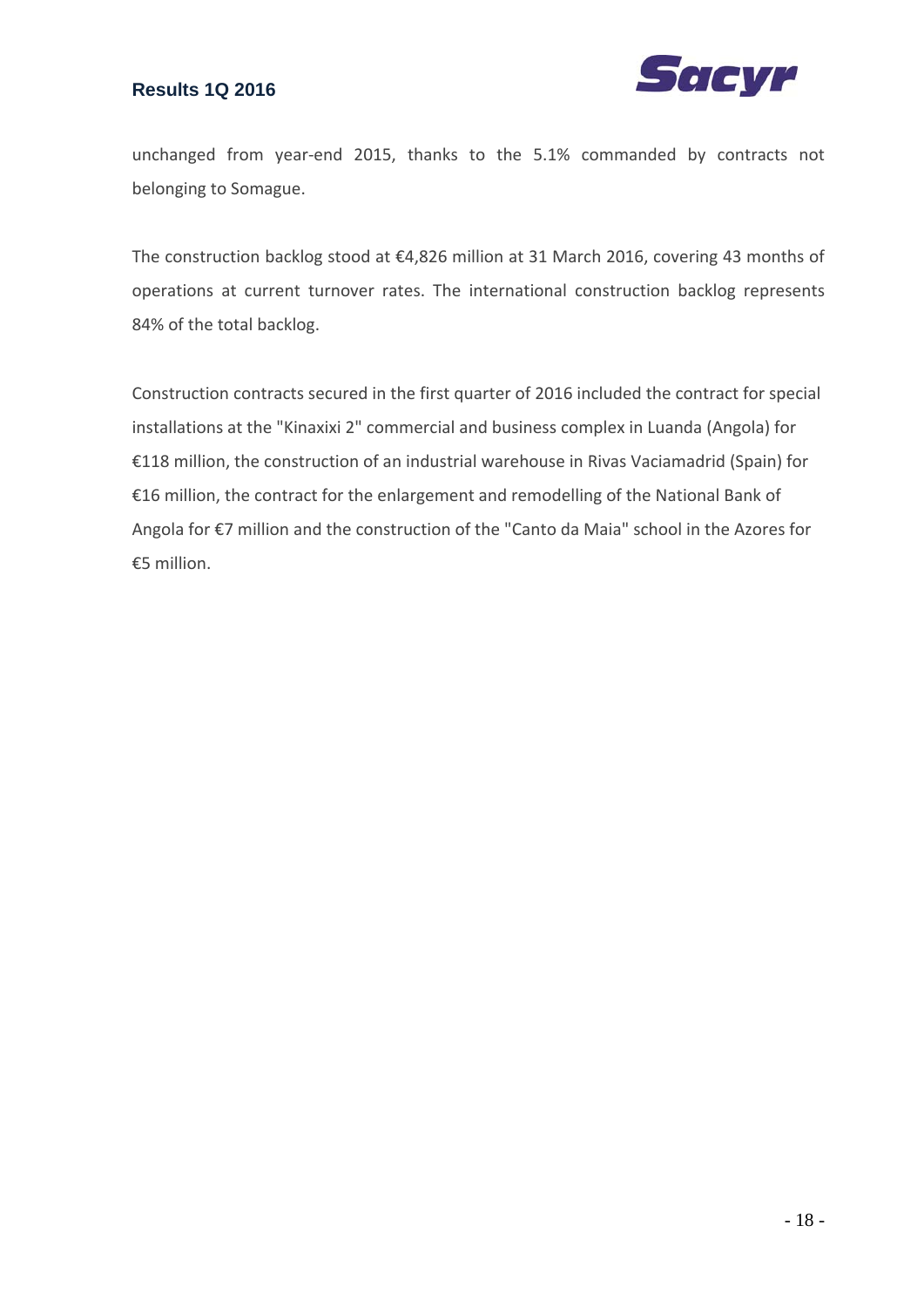unchanged from year-end 2015, thanks to the 5.1% commanded by contracts not belonging to Somague.

The construction backlog stood at €4,826 million at 31 March 2016, covering 43 months of operations at current turnover rates. The international construction backlog represents 84% of the total backlog.

Construction contracts secured in the first quarter of 2016 included the contract for special installations at the "Kinaxixi 2" commercial and business complex in Luanda (Angola) for €118 million, the construction of an industrial warehouse in Rivas Vaciamadrid (Spain) for €16 million, the contract for the enlargement and remodelling of the National Bank of Angola for €7 million and the construction of the "Canto da Maia" school in the Azores for €5 million.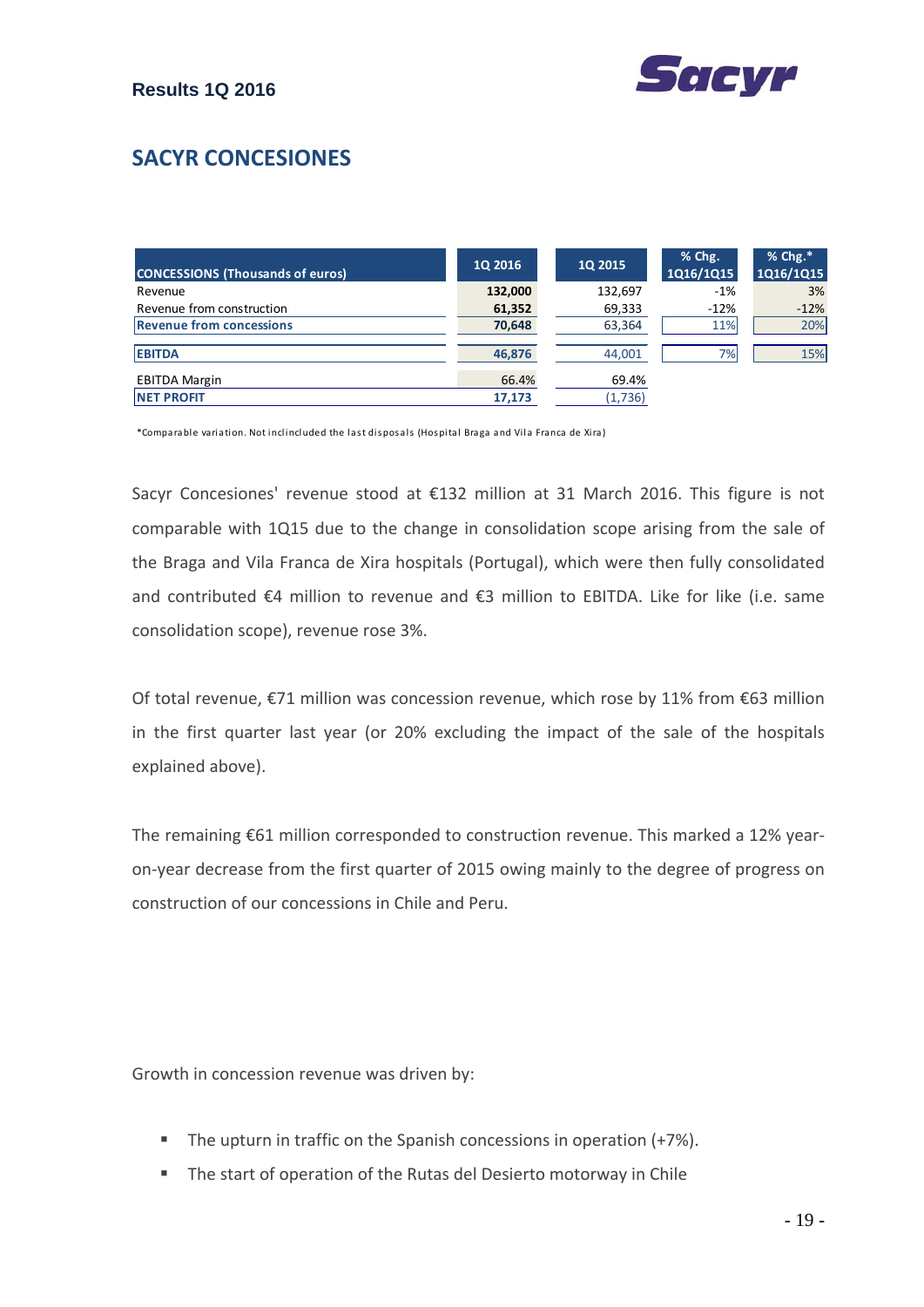## SACYR CONCESIONES

| CONCESSIONS (Thousands of euros) | 1Q 2016 | 1Q 2015 | % Chg. 1Q16/1Q15 | % Chg.* 1Q16/1Q15 |
|---|---|---|---|---|
| Revenue | **132,000** | 132,697 | -1% | 3% |
| Revenue from construction | **61,352** | 69,333 | -12% | -12% |
| **Revenue from concessions** | **70,648** | 63,364 | 11% | 20% |
| **EBITDA** | **46,876** | 44,001 | 7% | 15% |
| EBITDA Margin | 66.4% | 69.4% | | |
| **NET PROFIT** | **17,173** | (1,736) | | |

*Comparable variation. Not inclincluded the last disposals (Hospital Braga and Vila Franca de Xira)

Sacyr Concesiones' revenue stood at €132 million at 31 March 2016. This figure is not comparable with 1Q15 due to the change in consolidation scope arising from the sale of the Braga and Vila Franca de Xira hospitals (Portugal), which were then fully consolidated and contributed €4 million to revenue and €3 million to EBITDA. Like for like (i.e. same consolidation scope), revenue rose 3%.

Of total revenue, €71 million was concession revenue, which rose by 11% from €63 million in the first quarter last year (or 20% excluding the impact of the sale of the hospitals explained above).

The remaining €61 million corresponded to construction revenue. This marked a 12% year-on-year decrease from the first quarter of 2015 owing mainly to the degree of progress on construction of our concessions in Chile and Peru.

Growth in concession revenue was driven by:

- The upturn in traffic on the Spanish concessions in operation (+7%).
- The start of operation of the Rutas del Desierto motorway in Chile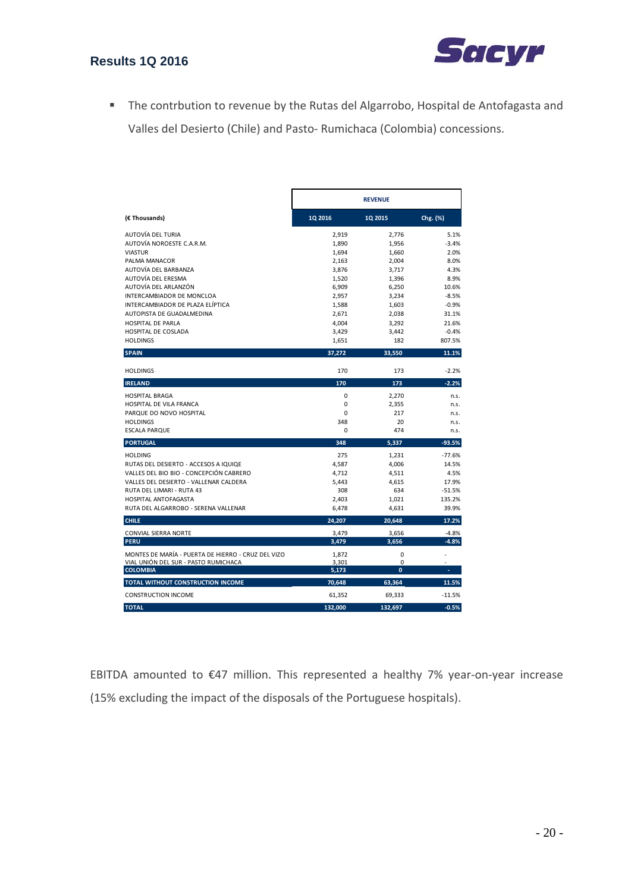- The contrbution to revenue by the Rutas del Algarrobo, Hospital de Antofagasta and Valles del Desierto (Chile) and Pasto- Rumichaca (Colombia) concessions.

| | REVENUE | | |
|---|---|---|---|
| (€ Thousands) | 1Q 2016 | 1Q 2015 | Chg. (%) |
| AUTOVÍA DEL TURIA | 2,919 | 2,776 | 5.1% |
| AUTOVÍA NOROESTE C.A.R.M. | 1,890 | 1,956 | -3.4% |
| VIASTUR | 1,694 | 1,660 | 2.0% |
| PALMA MANACOR | 2,163 | 2,004 | 8.0% |
| AUTOVÍA DEL BARBANZA | 3,876 | 3,717 | 4.3% |
| AUTOVÍA DEL ERESMA | 1,520 | 1,396 | 8.9% |
| AUTOVÍA DEL ARLANZÓN | 6,909 | 6,250 | 10.6% |
| INTERCAMBIADOR DE MONCLOA | 2,957 | 3,234 | -8.5% |
| INTERCAMBIADOR DE PLAZA ELÍPTICA | 1,588 | 1,603 | -0.9% |
| AUTOPISTA DE GUADALMEDINA | 2,671 | 2,038 | 31.1% |
| HOSPITAL DE PARLA | 4,004 | 3,292 | 21.6% |
| HOSPITAL DE COSLADA | 3,429 | 3,442 | -0.4% |
| HOLDINGS | 1,651 | 182 | 807.5% |
| **SPAIN** | **37,272** | **33,550** | **11.1%** |
| HOLDINGS | 170 | 173 | -2.2% |
| **IRELAND** | **170** | **173** | **-2.2%** |
| HOSPITAL BRAGA | 0 | 2,270 | n.s. |
| HOSPITAL DE VILA FRANCA | 0 | 2,355 | n.s. |
| PARQUE DO NOVO HOSPITAL | 0 | 217 | n.s. |
| HOLDINGS | 348 | 20 | n.s. |
| ESCALA PARQUE | 0 | 474 | n.s. |
| **PORTUGAL** | **348** | **5,337** | **-93.5%** |
| HOLDING | 275 | 1,231 | -77.6% |
| RUTAS DEL DESIERTO - ACCESOS A IQUIQE | 4,587 | 4,006 | 14.5% |
| VALLES DEL BIO BIO - CONCEPCIÓN CABRERO | 4,712 | 4,511 | 4.5% |
| VALLES DEL DESIERTO - VALLENAR CALDERA | 5,443 | 4,615 | 17.9% |
| RUTA DEL LIMARI - RUTA 43 | 308 | 634 | -51.5% |
| HOSPITAL ANTOFAGASTA | 2,403 | 1,021 | 135.2% |
| RUTA DEL ALGARROBO - SERENA VALLENAR | 6,478 | 4,631 | 39.9% |
| **CHILE** | **24,207** | **20,648** | **17.2%** |
| CONVIAL SIERRA NORTE | 3,479 | 3,656 | -4.8% |
| **PERU** | **3,479** | **3,656** | **-4.8%** |
| MONTES DE MARÍA - PUERTA DE HIERRO - CRUZ DEL VIZO | 1,872 | 0 | - |
| VIAL UNIÓN DEL SUR - PASTO RUMICHACA | 3,301 | 0 | - |
| **COLOMBIA** | **5,173** | **0** | **-** |
| **TOTAL WITHOUT CONSTRUCTION INCOME** | **70,648** | **63,364** | **11.5%** |
| CONSTRUCTION INCOME | 61,352 | 69,333 | -11.5% |
| **TOTAL** | **132,000** | **132,697** | **-0.5%** |

EBITDA amounted to €47 million. This represented a healthy 7% year-on-year increase (15% excluding the impact of the disposals of the Portuguese hospitals).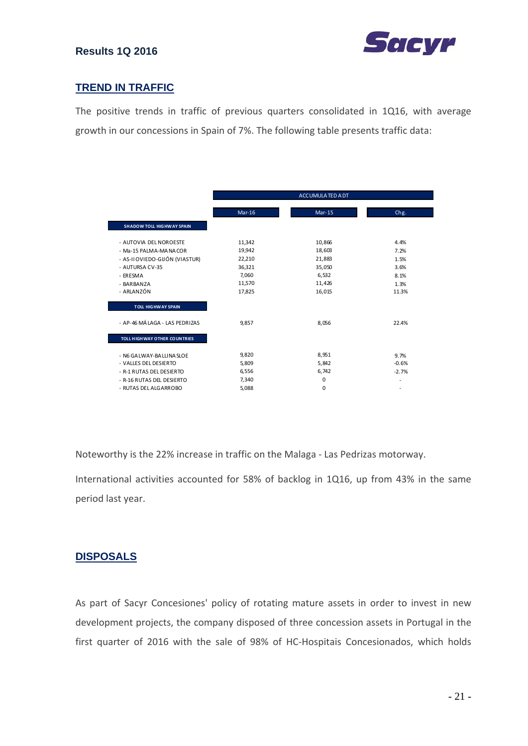## TREND IN TRAFFIC

The positive trends in traffic of previous quarters consolidated in 1Q16, with average growth in our concessions in Spain of 7%. The following table presents traffic data:

| | ACCUMULATED ADT | | |
|---|---|---|---|
| | Mar-16 | Mar-15 | Chg. |
| **SHADOW TOLL HIGHWAY SPAIN** | | | |
| - AUTOVIA DEL NOROESTE | 11,342 | 10,866 | 4.4% |
| - Ma-15 PALMA-MANACOR | 19,942 | 18,603 | 7.2% |
| - AS-II OVIEDO-GIJÓN (VIASTUR) | 22,210 | 21,883 | 1.5% |
| - AUTURSA CV-35 | 36,321 | 35,050 | 3.6% |
| - ERESMA | 7,060 | 6,532 | 8.1% |
| - BARBANZA | 11,570 | 11,426 | 1.3% |
| - ARLANZÓN | 17,825 | 16,015 | 11.3% |
| **TOLL HIGHWAY SPAIN** | | | |
| - AP-46 MÁLAGA - LAS PEDRIZAS | 9,857 | 8,056 | 22.4% |
| **TOLL HIGHWAY OTHER COUNTRIES** | | | |
| - N6 GALWAY-BALLINASLOE | 9,820 | 8,951 | 9.7% |
| - VALLES DEL DESIERTO | 5,809 | 5,842 | -0.6% |
| - R-1 RUTAS DEL DESIERTO | 6,556 | 6,742 | -2.7% |
| - R-16 RUTAS DEL DESIERTO | 7,340 | 0 | - |
| - RUTAS DEL ALGARROBO | 5,088 | 0 | - |

Noteworthy is the 22% increase in traffic on the Malaga - Las Pedrizas motorway.

International activities accounted for 58% of backlog in 1Q16, up from 43% in the same period last year.

## DISPOSALS

As part of Sacyr Concesiones' policy of rotating mature assets in order to invest in new development projects, the company disposed of three concession assets in Portugal in the first quarter of 2016 with the sale of 98% of HC-Hospitais Concesionados, which holds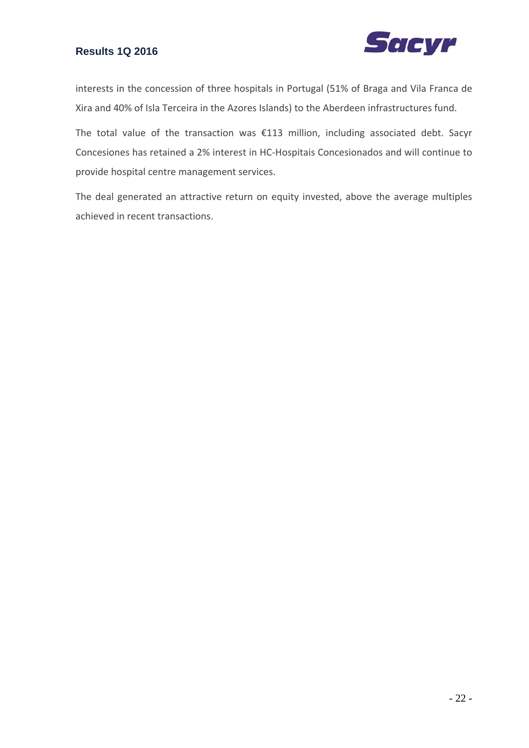interests in the concession of three hospitals in Portugal (51% of Braga and Vila Franca de Xira and 40% of Isla Terceira in the Azores Islands) to the Aberdeen infrastructures fund.

The total value of the transaction was €113 million, including associated debt. Sacyr Concesiones has retained a 2% interest in HC-Hospitais Concesionados and will continue to provide hospital centre management services.

The deal generated an attractive return on equity invested, above the average multiples achieved in recent transactions.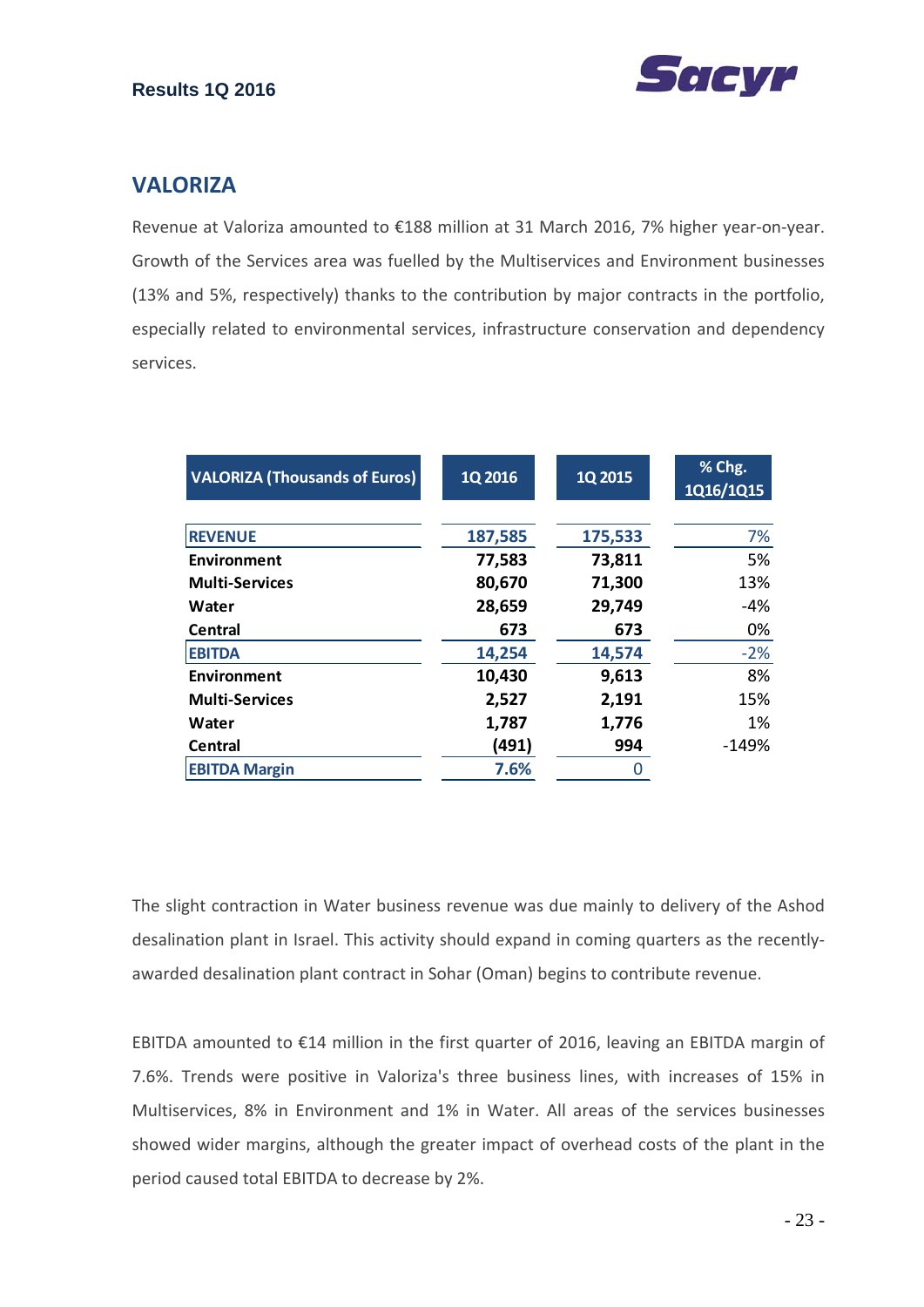## VALORIZA

Revenue at Valoriza amounted to €188 million at 31 March 2016, 7% higher year-on-year. Growth of the Services area was fuelled by the Multiservices and Environment businesses (13% and 5%, respectively) thanks to the contribution by major contracts in the portfolio, especially related to environmental services, infrastructure conservation and dependency services.

| VALORIZA (Thousands of Euros) | 1Q 2016 | 1Q 2015 | % Chg. 1Q16/1Q15 |
|---|---|---|---|
| **REVENUE** | **187,585** | **175,533** | 7% |
| **Environment** | **77,583** | **73,811** | 5% |
| **Multi-Services** | **80,670** | **71,300** | 13% |
| **Water** | **28,659** | **29,749** | -4% |
| **Central** | **673** | **673** | 0% |
| **EBITDA** | **14,254** | **14,574** | -2% |
| **Environment** | **10,430** | **9,613** | 8% |
| **Multi-Services** | **2,527** | **2,191** | 15% |
| **Water** | **1,787** | **1,776** | 1% |
| **Central** | **(491)** | **994** | -149% |
| **EBITDA Margin** | **7.6%** | 0 | |

The slight contraction in Water business revenue was due mainly to delivery of the Ashod desalination plant in Israel. This activity should expand in coming quarters as the recently-awarded desalination plant contract in Sohar (Oman) begins to contribute revenue.

EBITDA amounted to €14 million in the first quarter of 2016, leaving an EBITDA margin of 7.6%. Trends were positive in Valoriza's three business lines, with increases of 15% in Multiservices, 8% in Environment and 1% in Water. All areas of the services businesses showed wider margins, although the greater impact of overhead costs of the plant in the period caused total EBITDA to decrease by 2%.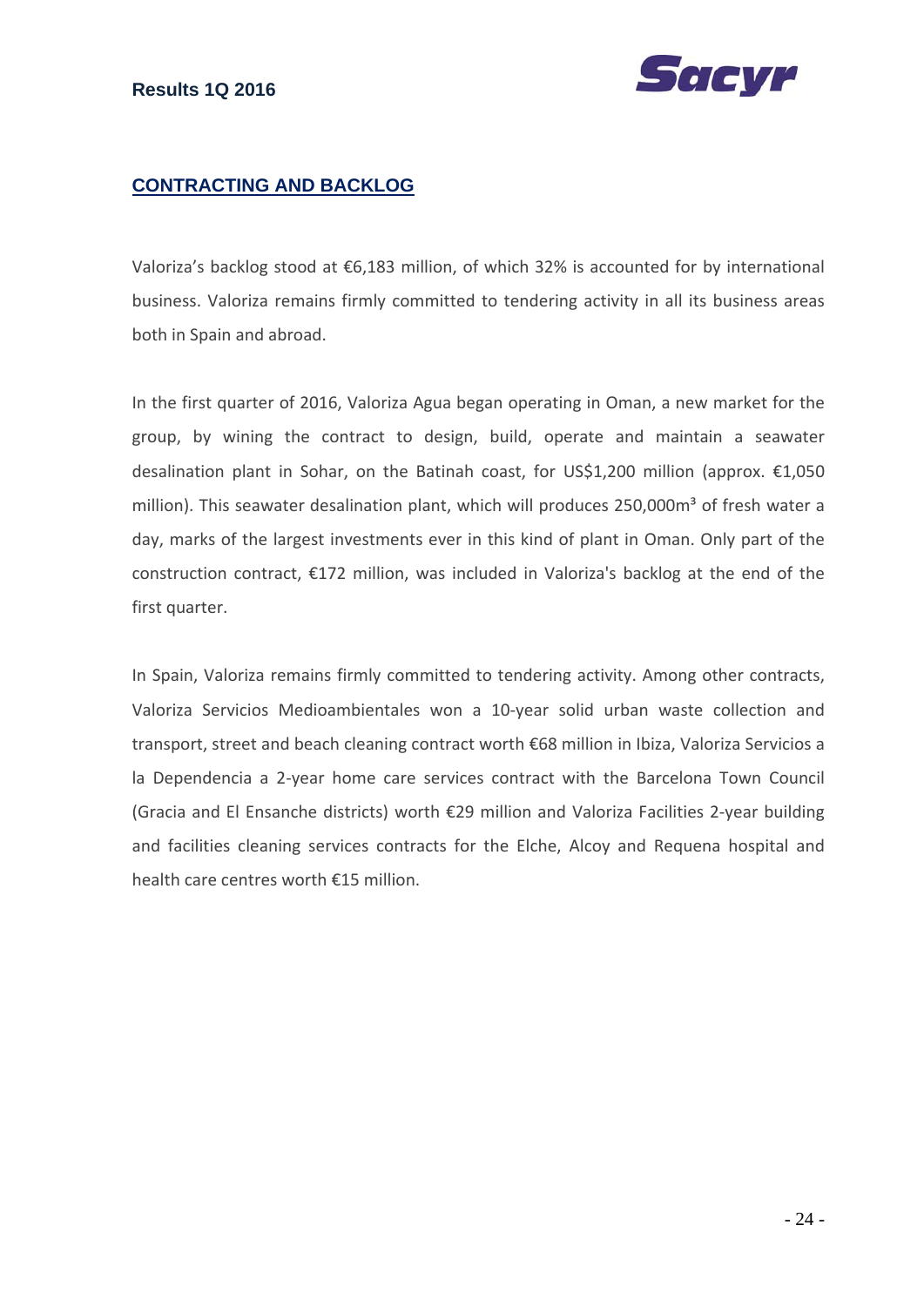## CONTRACTING AND BACKLOG

Valoriza's backlog stood at €6,183 million, of which 32% is accounted for by international business. Valoriza remains firmly committed to tendering activity in all its business areas both in Spain and abroad.

In the first quarter of 2016, Valoriza Agua began operating in Oman, a new market for the group, by wining the contract to design, build, operate and maintain a seawater desalination plant in Sohar, on the Batinah coast, for US$1,200 million (approx. €1,050 million). This seawater desalination plant, which will produces 250,000m³ of fresh water a day, marks of the largest investments ever in this kind of plant in Oman. Only part of the construction contract, €172 million, was included in Valoriza's backlog at the end of the first quarter.

In Spain, Valoriza remains firmly committed to tendering activity. Among other contracts, Valoriza Servicios Medioambientales won a 10-year solid urban waste collection and transport, street and beach cleaning contract worth €68 million in Ibiza, Valoriza Servicios a la Dependencia a 2-year home care services contract with the Barcelona Town Council (Gracia and El Ensanche districts) worth €29 million and Valoriza Facilities 2-year building and facilities cleaning services contracts for the Elche, Alcoy and Requena hospital and health care centres worth €15 million.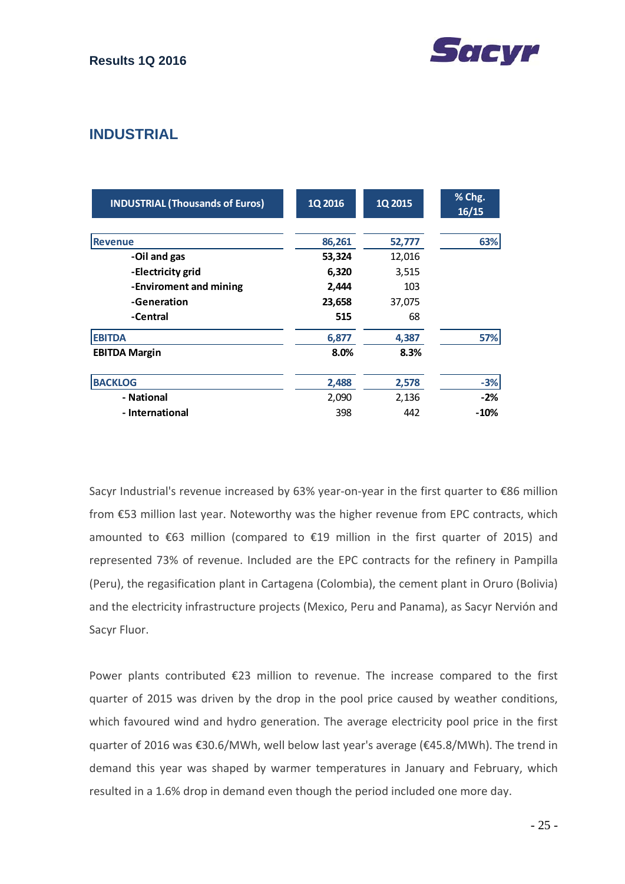## INDUSTRIAL

| INDUSTRIAL (Thousands of Euros) | 1Q 2016 | 1Q 2015 | % Chg. 16/15 |
|---|---|---|---|
| **Revenue** | **86,261** | **52,777** | **63%** |
| -Oil and gas | **53,324** | 12,016 | |
| -Electricity grid | **6,320** | 3,515 | |
| -Enviroment and mining | **2,444** | 103 | |
| -Generation | **23,658** | 37,075 | |
| -Central | **515** | 68 | |
| **EBITDA** | **6,877** | **4,387** | **57%** |
| **EBITDA Margin** | **8.0%** | **8.3%** | |
| **BACKLOG** | **2,488** | **2,578** | **-3%** |
| - National | 2,090 | 2,136 | **-2%** |
| - International | 398 | 442 | **-10%** |

Sacyr Industrial's revenue increased by 63% year-on-year in the first quarter to €86 million from €53 million last year. Noteworthy was the higher revenue from EPC contracts, which amounted to €63 million (compared to €19 million in the first quarter of 2015) and represented 73% of revenue. Included are the EPC contracts for the refinery in Pampilla (Peru), the regasification plant in Cartagena (Colombia), the cement plant in Oruro (Bolivia) and the electricity infrastructure projects (Mexico, Peru and Panama), as Sacyr Nervión and Sacyr Fluor.

Power plants contributed €23 million to revenue. The increase compared to the first quarter of 2015 was driven by the drop in the pool price caused by weather conditions, which favoured wind and hydro generation. The average electricity pool price in the first quarter of 2016 was €30.6/MWh, well below last year's average (€45.8/MWh). The trend in demand this year was shaped by warmer temperatures in January and February, which resulted in a 1.6% drop in demand even though the period included one more day.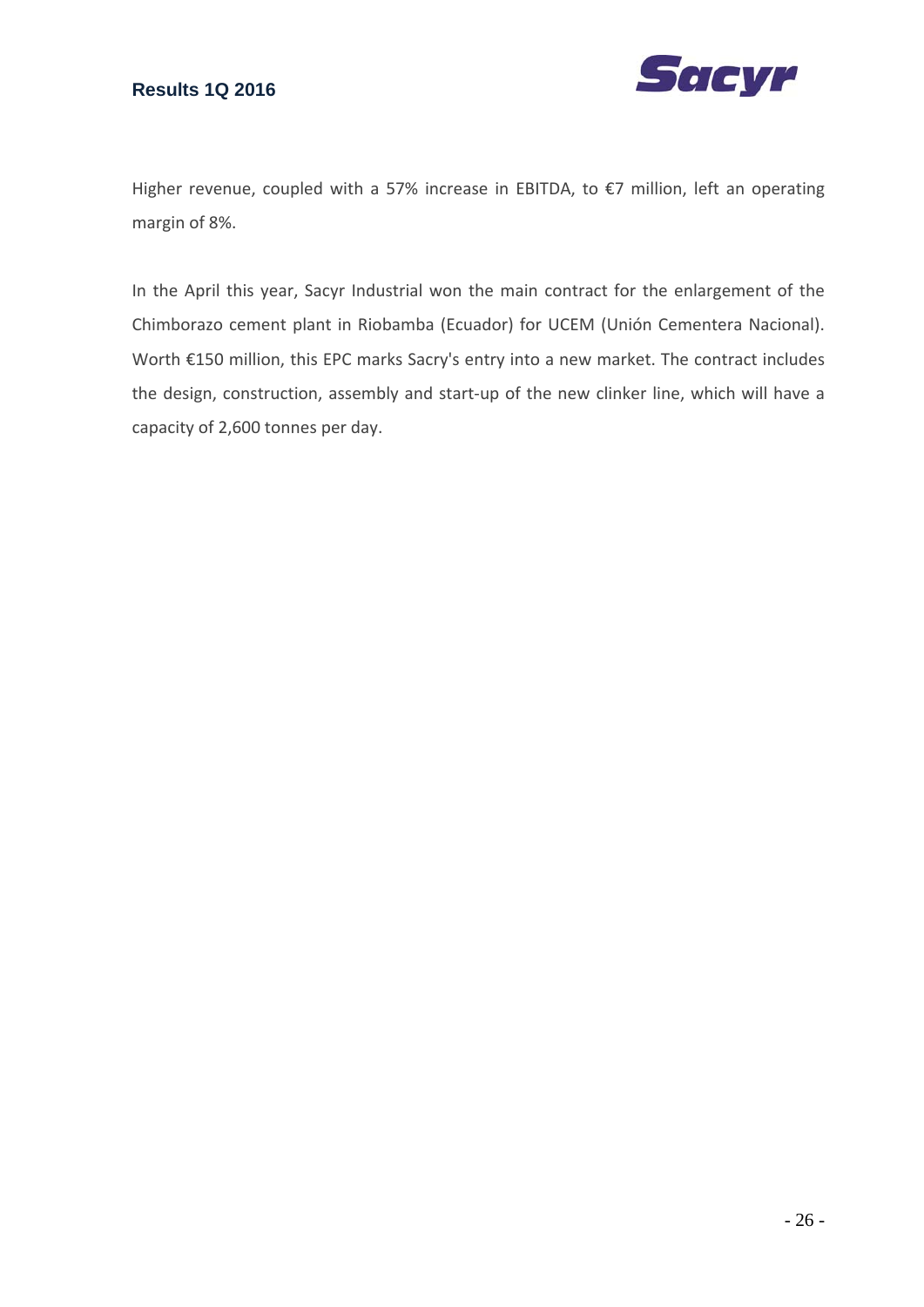Higher revenue, coupled with a 57% increase in EBITDA, to €7 million, left an operating margin of 8%.

In the April this year, Sacyr Industrial won the main contract for the enlargement of the Chimborazo cement plant in Riobamba (Ecuador) for UCEM (Unión Cementera Nacional). Worth €150 million, this EPC marks Sacry's entry into a new market. The contract includes the design, construction, assembly and start-up of the new clinker line, which will have a capacity of 2,600 tonnes per day.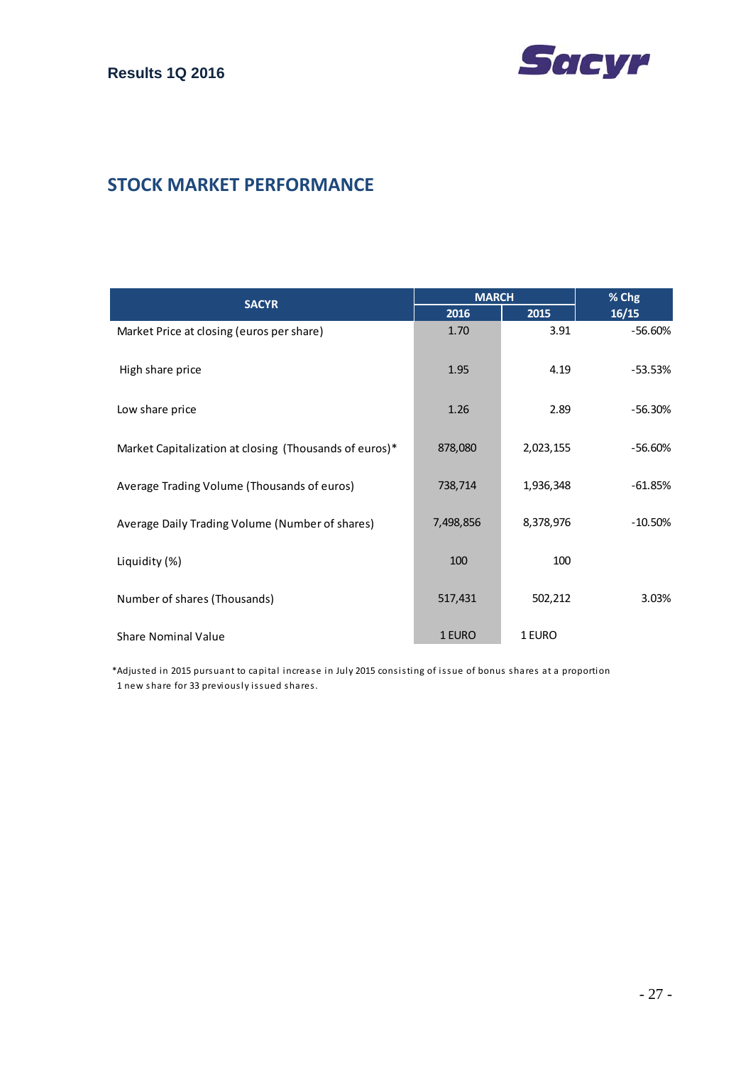## STOCK MARKET PERFORMANCE

| SACYR | MARCH | | % Chg |
|---|---|---|---|
| | 2016 | 2015 | 16/15 |
| Market Price at closing (euros per share) | 1.70 | 3.91 | -56.60% |
| High share price | 1.95 | 4.19 | -53.53% |
| Low share price | 1.26 | 2.89 | -56.30% |
| Market Capitalization at closing (Thousands of euros)* | 878,080 | 2,023,155 | -56.60% |
| Average Trading Volume (Thousands of euros) | 738,714 | 1,936,348 | -61.85% |
| Average Daily Trading Volume (Number of shares) | 7,498,856 | 8,378,976 | -10.50% |
| Liquidity (%) | 100 | 100 | |
| Number of shares (Thousands) | 517,431 | 502,212 | 3.03% |
| Share Nominal Value | 1 EURO | 1 EURO | |

*Adjusted in 2015 pursuant to capital increase in July 2015 consisting of issue of bonus shares at a proportion 1 new share for 33 previously issued shares.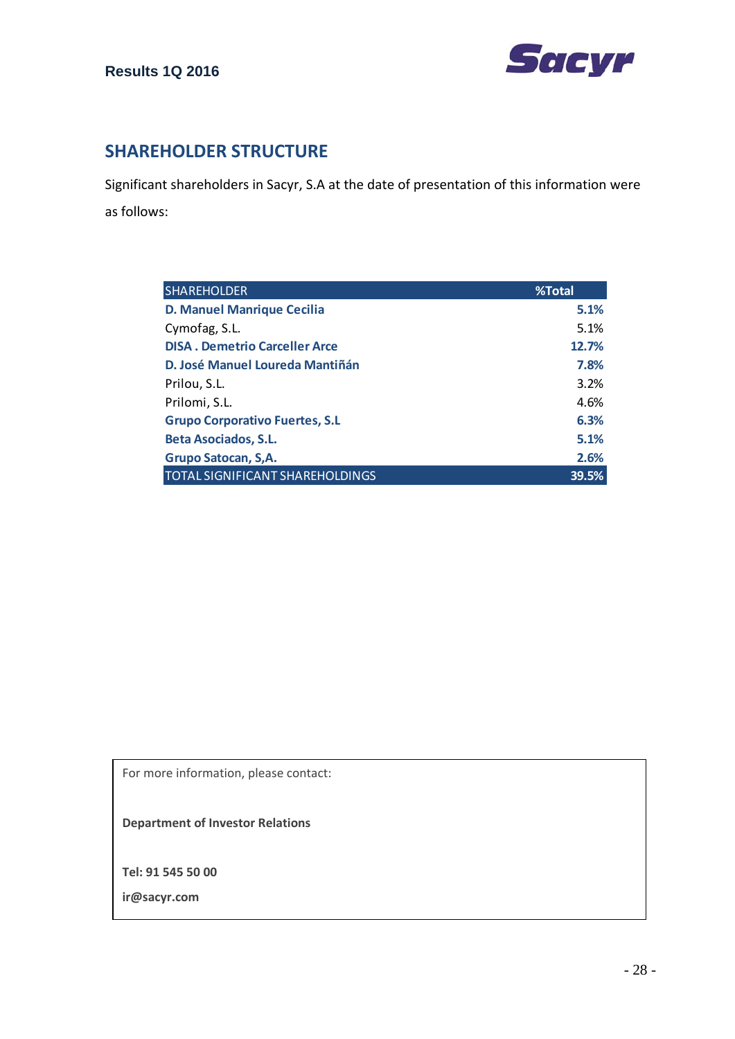## SHAREHOLDER STRUCTURE

Significant shareholders in Sacyr, S.A at the date of presentation of this information were as follows:

| SHAREHOLDER | %Total |
|---|---|
| **D. Manuel Manrique Cecilia** | **5.1%** |
| Cymofag, S.L. | 5.1% |
| **DISA . Demetrio Carceller Arce** | **12.7%** |
| **D. José Manuel Loureda Mantiñán** | **7.8%** |
| Prilou, S.L. | 3.2% |
| Prilomi, S.L. | 4.6% |
| **Grupo Corporativo Fuertes, S.L** | **6.3%** |
| **Beta Asociados, S.L.** | **5.1%** |
| **Grupo Satocan, S,A.** | **2.6%** |
| TOTAL SIGNIFICANT SHAREHOLDINGS | **39.5%** |

For more information, please contact:

**Department of Investor Relations**

**Tel: 91 545 50 00**

**ir@sacyr.com**